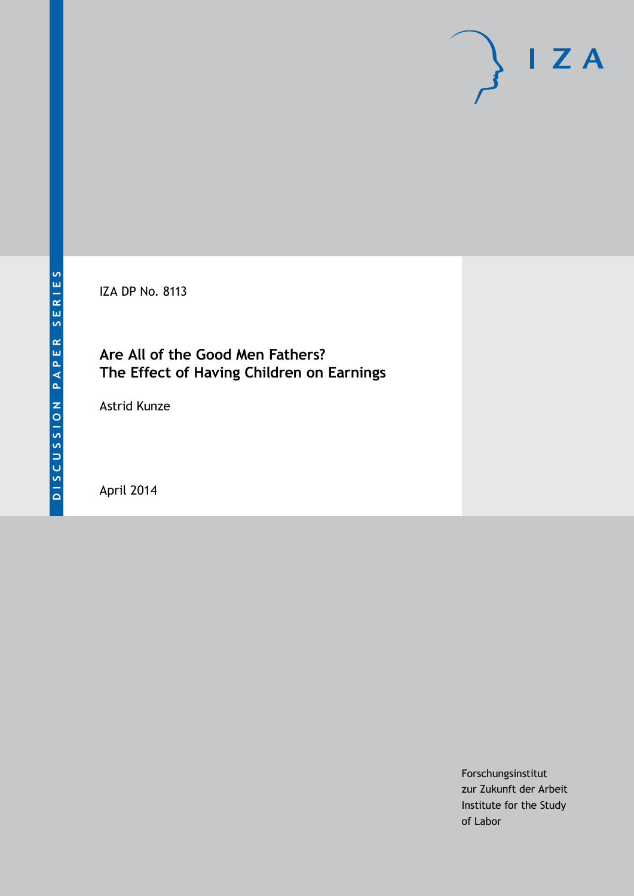DISCUSSION PAPER SERIES

IZA DP No. 8113

# Are All of the Good Men Fathers? The Effect of Having Children on Earnings

Astrid Kunze

April 2014

Forschungsinstitut
zur Zukunft der Arbeit
Institute for the Study
of Labor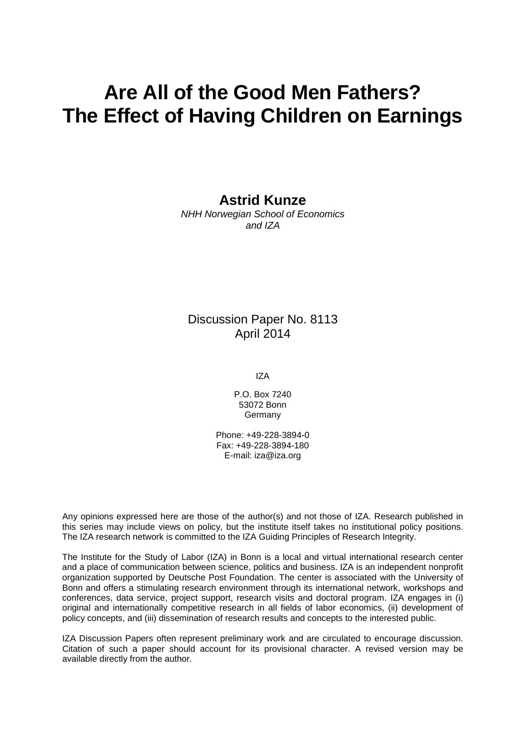# Are All of the Good Men Fathers? The Effect of Having Children on Earnings

**Astrid Kunze**
*NHH Norwegian School of Economics and IZA*

Discussion Paper No. 8113
April 2014

IZA

P.O. Box 7240
53072 Bonn
Germany

Phone: +49-228-3894-0
Fax: +49-228-3894-180
E-mail: iza@iza.org

Any opinions expressed here are those of the author(s) and not those of IZA. Research published in this series may include views on policy, but the institute itself takes no institutional policy positions. The IZA research network is committed to the IZA Guiding Principles of Research Integrity.

The Institute for the Study of Labor (IZA) in Bonn is a local and virtual international research center and a place of communication between science, politics and business. IZA is an independent nonprofit organization supported by Deutsche Post Foundation. The center is associated with the University of Bonn and offers a stimulating research environment through its international network, workshops and conferences, data service, project support, research visits and doctoral program. IZA engages in (i) original and internationally competitive research in all fields of labor economics, (ii) development of policy concepts, and (iii) dissemination of research results and concepts to the interested public.

IZA Discussion Papers often represent preliminary work and are circulated to encourage discussion. Citation of such a paper should account for its provisional character. A revised version may be available directly from the author.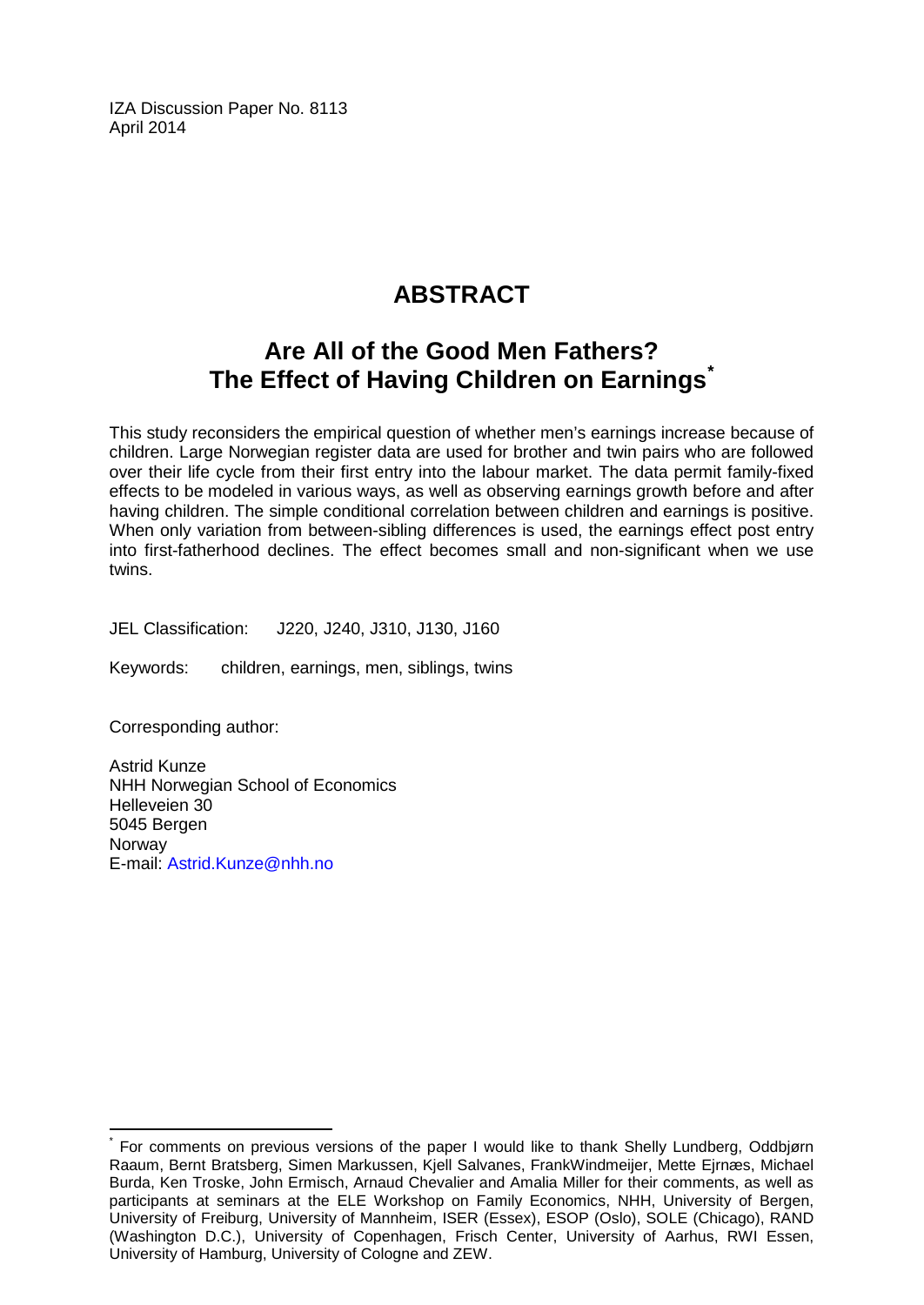IZA Discussion Paper No. 8113
April 2014

# ABSTRACT

## Are All of the Good Men Fathers? The Effect of Having Children on Earnings[*]

This study reconsiders the empirical question of whether men's earnings increase because of children. Large Norwegian register data are used for brother and twin pairs who are followed over their life cycle from their first entry into the labour market. The data permit family-fixed effects to be modeled in various ways, as well as observing earnings growth before and after having children. The simple conditional correlation between children and earnings is positive. When only variation from between-sibling differences is used, the earnings effect post entry into first-fatherhood declines. The effect becomes small and non-significant when we use twins.

JEL Classification: J220, J240, J310, J130, J160

Keywords: children, earnings, men, siblings, twins

Corresponding author:

Astrid Kunze
NHH Norwegian School of Economics
Helleveien 30
5045 Bergen
Norway
E-mail: Astrid.Kunze@nhh.no

---

[*] For comments on previous versions of the paper I would like to thank Shelly Lundberg, Oddbjørn Raaum, Bernt Bratsberg, Simen Markussen, Kjell Salvanes, FrankWindmeijer, Mette Ejrnæs, Michael Burda, Ken Troske, John Ermisch, Arnaud Chevalier and Amalia Miller for their comments, as well as participants at seminars at the ELE Workshop on Family Economics, NHH, University of Bergen, University of Freiburg, University of Mannheim, ISER (Essex), ESOP (Oslo), SOLE (Chicago), RAND (Washington D.C.), University of Copenhagen, Frisch Center, University of Aarhus, RWI Essen, University of Hamburg, University of Cologne and ZEW.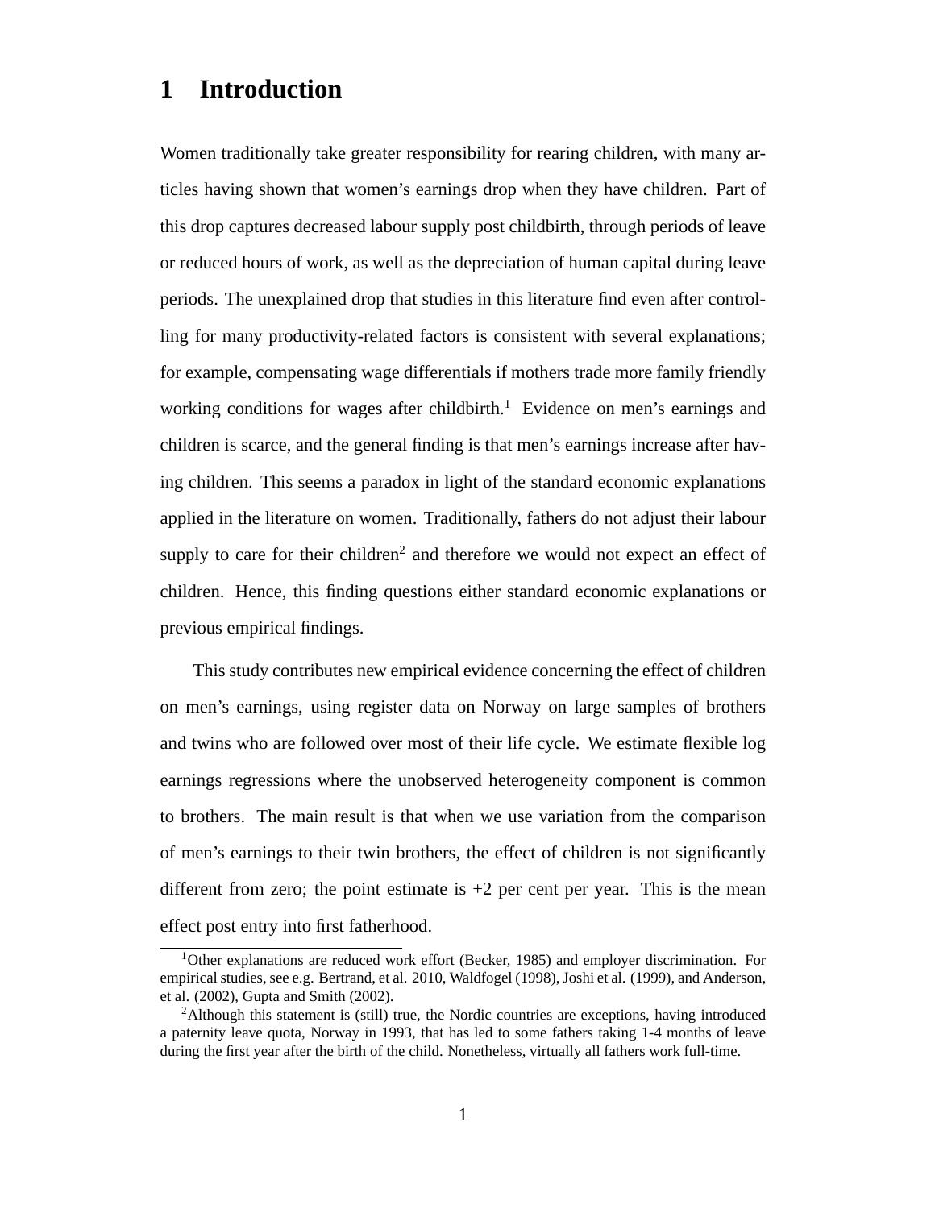# 1 Introduction

Women traditionally take greater responsibility for rearing children, with many articles having shown that women's earnings drop when they have children. Part of this drop captures decreased labour supply post childbirth, through periods of leave or reduced hours of work, as well as the depreciation of human capital during leave periods. The unexplained drop that studies in this literature find even after controlling for many productivity-related factors is consistent with several explanations; for example, compensating wage differentials if mothers trade more family friendly working conditions for wages after childbirth.[1] Evidence on men's earnings and children is scarce, and the general finding is that men's earnings increase after having children. This seems a paradox in light of the standard economic explanations applied in the literature on women. Traditionally, fathers do not adjust their labour supply to care for their children[2] and therefore we would not expect an effect of children. Hence, this finding questions either standard economic explanations or previous empirical findings.

This study contributes new empirical evidence concerning the effect of children on men's earnings, using register data on Norway on large samples of brothers and twins who are followed over most of their life cycle. We estimate flexible log earnings regressions where the unobserved heterogeneity component is common to brothers. The main result is that when we use variation from the comparison of men's earnings to their twin brothers, the effect of children is not significantly different from zero; the point estimate is +2 per cent per year. This is the mean effect post entry into first fatherhood.

[1] Other explanations are reduced work effort (Becker, 1985) and employer discrimination. For empirical studies, see e.g. Bertrand, et al. 2010, Waldfogel (1998), Joshi et al. (1999), and Anderson, et al. (2002), Gupta and Smith (2002).

[2] Although this statement is (still) true, the Nordic countries are exceptions, having introduced a paternity leave quota, Norway in 1993, that has led to some fathers taking 1-4 months of leave during the first year after the birth of the child. Nonetheless, virtually all fathers work full-time.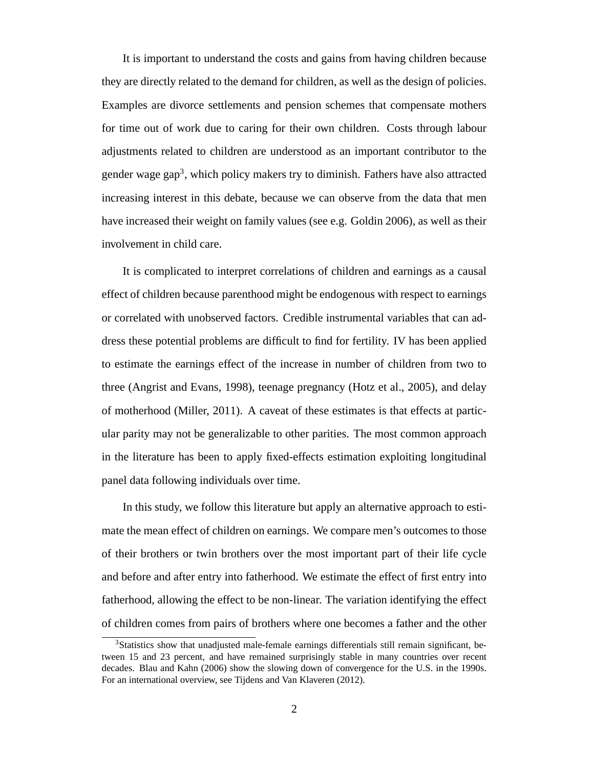It is important to understand the costs and gains from having children because they are directly related to the demand for children, as well as the design of policies. Examples are divorce settlements and pension schemes that compensate mothers for time out of work due to caring for their own children. Costs through labour adjustments related to children are understood as an important contributor to the gender wage gap[3], which policy makers try to diminish. Fathers have also attracted increasing interest in this debate, because we can observe from the data that men have increased their weight on family values (see e.g. Goldin 2006), as well as their involvement in child care.

It is complicated to interpret correlations of children and earnings as a causal effect of children because parenthood might be endogenous with respect to earnings or correlated with unobserved factors. Credible instrumental variables that can address these potential problems are difficult to find for fertility. IV has been applied to estimate the earnings effect of the increase in number of children from two to three (Angrist and Evans, 1998), teenage pregnancy (Hotz et al., 2005), and delay of motherhood (Miller, 2011). A caveat of these estimates is that effects at particular parity may not be generalizable to other parities. The most common approach in the literature has been to apply fixed-effects estimation exploiting longitudinal panel data following individuals over time.

In this study, we follow this literature but apply an alternative approach to estimate the mean effect of children on earnings. We compare men's outcomes to those of their brothers or twin brothers over the most important part of their life cycle and before and after entry into fatherhood. We estimate the effect of first entry into fatherhood, allowing the effect to be non-linear. The variation identifying the effect of children comes from pairs of brothers where one becomes a father and the other

[3] Statistics show that unadjusted male-female earnings differentials still remain significant, between 15 and 23 percent, and have remained surprisingly stable in many countries over recent decades. Blau and Kahn (2006) show the slowing down of convergence for the U.S. in the 1990s. For an international overview, see Tijdens and Van Klaveren (2012).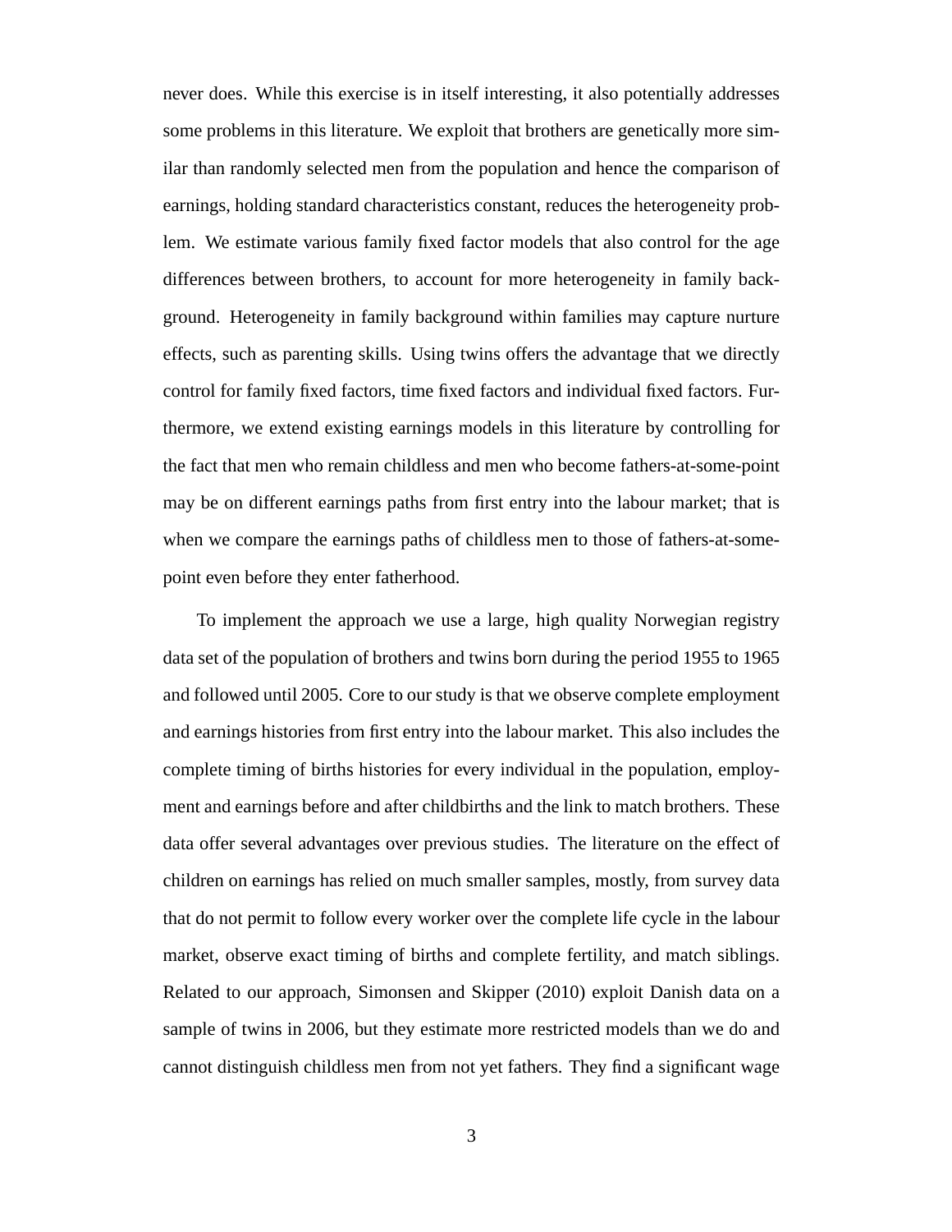never does. While this exercise is in itself interesting, it also potentially addresses some problems in this literature. We exploit that brothers are genetically more similar than randomly selected men from the population and hence the comparison of earnings, holding standard characteristics constant, reduces the heterogeneity problem. We estimate various family fixed factor models that also control for the age differences between brothers, to account for more heterogeneity in family background. Heterogeneity in family background within families may capture nurture effects, such as parenting skills. Using twins offers the advantage that we directly control for family fixed factors, time fixed factors and individual fixed factors. Furthermore, we extend existing earnings models in this literature by controlling for the fact that men who remain childless and men who become fathers-at-some-point may be on different earnings paths from first entry into the labour market; that is when we compare the earnings paths of childless men to those of fathers-at-some-point even before they enter fatherhood.

To implement the approach we use a large, high quality Norwegian registry data set of the population of brothers and twins born during the period 1955 to 1965 and followed until 2005. Core to our study is that we observe complete employment and earnings histories from first entry into the labour market. This also includes the complete timing of births histories for every individual in the population, employment and earnings before and after childbirths and the link to match brothers. These data offer several advantages over previous studies. The literature on the effect of children on earnings has relied on much smaller samples, mostly, from survey data that do not permit to follow every worker over the complete life cycle in the labour market, observe exact timing of births and complete fertility, and match siblings. Related to our approach, Simonsen and Skipper (2010) exploit Danish data on a sample of twins in 2006, but they estimate more restricted models than we do and cannot distinguish childless men from not yet fathers. They find a significant wage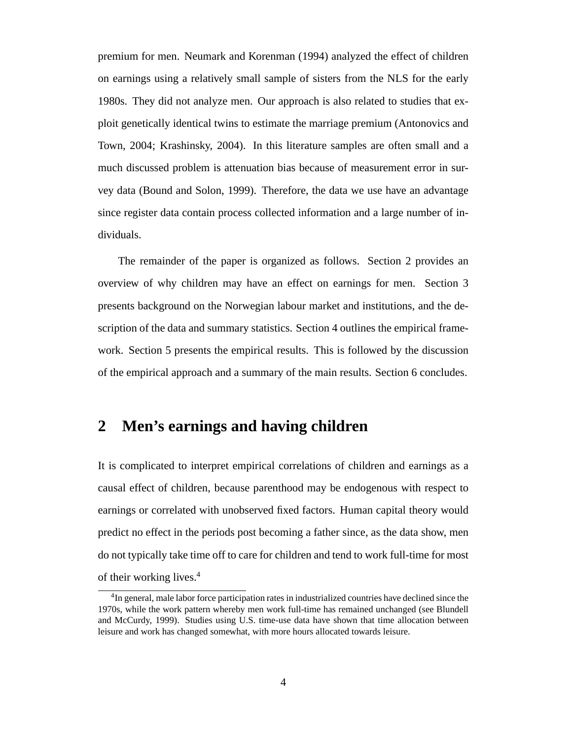premium for men. Neumark and Korenman (1994) analyzed the effect of children on earnings using a relatively small sample of sisters from the NLS for the early 1980s. They did not analyze men. Our approach is also related to studies that exploit genetically identical twins to estimate the marriage premium (Antonovics and Town, 2004; Krashinsky, 2004). In this literature samples are often small and a much discussed problem is attenuation bias because of measurement error in survey data (Bound and Solon, 1999). Therefore, the data we use have an advantage since register data contain process collected information and a large number of individuals.

The remainder of the paper is organized as follows. Section 2 provides an overview of why children may have an effect on earnings for men. Section 3 presents background on the Norwegian labour market and institutions, and the description of the data and summary statistics. Section 4 outlines the empirical framework. Section 5 presents the empirical results. This is followed by the discussion of the empirical approach and a summary of the main results. Section 6 concludes.

## 2 Men's earnings and having children

It is complicated to interpret empirical correlations of children and earnings as a causal effect of children, because parenthood may be endogenous with respect to earnings or correlated with unobserved fixed factors. Human capital theory would predict no effect in the periods post becoming a father since, as the data show, men do not typically take time off to care for children and tend to work full-time for most of their working lives.[4]

[4] In general, male labor force participation rates in industrialized countries have declined since the 1970s, while the work pattern whereby men work full-time has remained unchanged (see Blundell and McCurdy, 1999). Studies using U.S. time-use data have shown that time allocation between leisure and work has changed somewhat, with more hours allocated towards leisure.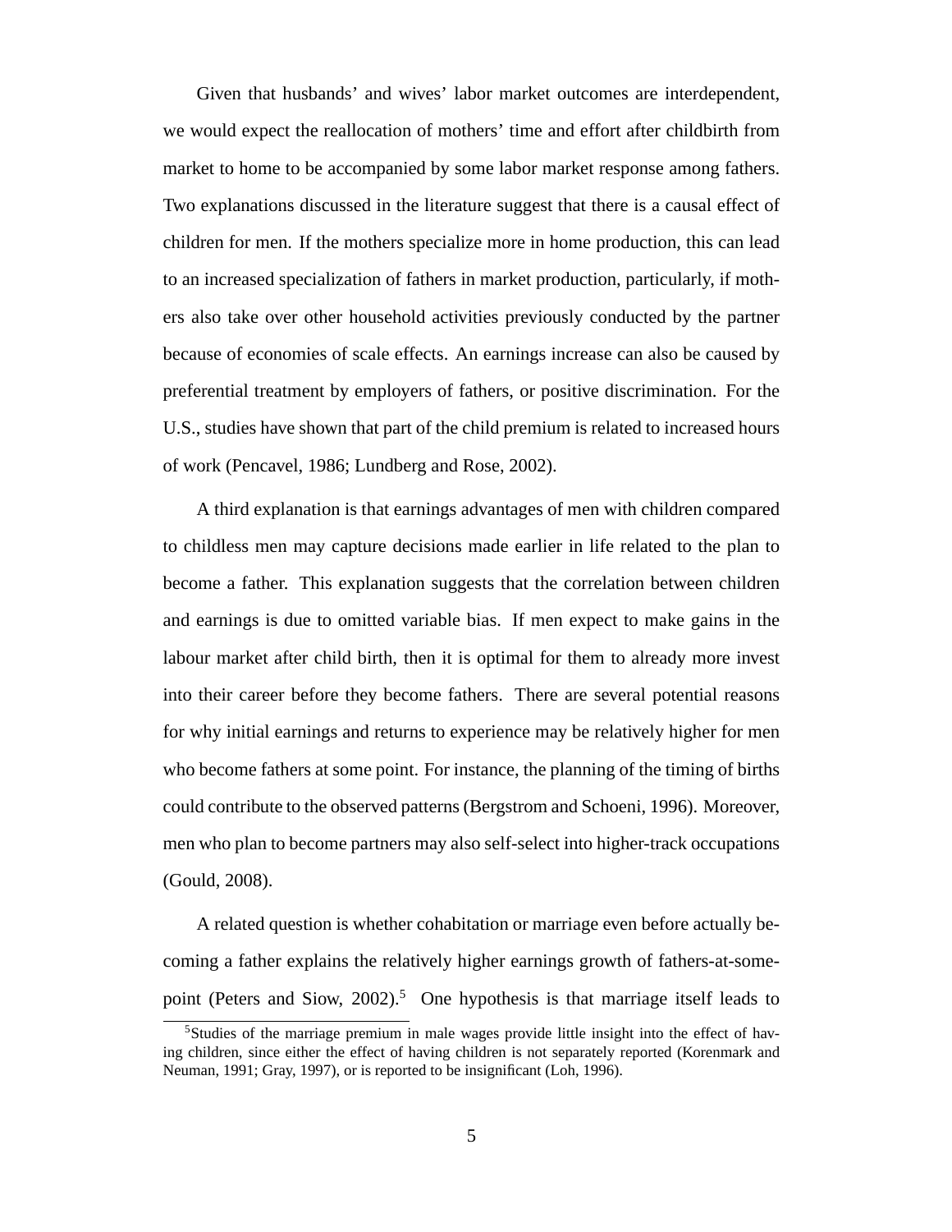Given that husbands' and wives' labor market outcomes are interdependent, we would expect the reallocation of mothers' time and effort after childbirth from market to home to be accompanied by some labor market response among fathers. Two explanations discussed in the literature suggest that there is a causal effect of children for men. If the mothers specialize more in home production, this can lead to an increased specialization of fathers in market production, particularly, if mothers also take over other household activities previously conducted by the partner because of economies of scale effects. An earnings increase can also be caused by preferential treatment by employers of fathers, or positive discrimination. For the U.S., studies have shown that part of the child premium is related to increased hours of work (Pencavel, 1986; Lundberg and Rose, 2002).

A third explanation is that earnings advantages of men with children compared to childless men may capture decisions made earlier in life related to the plan to become a father. This explanation suggests that the correlation between children and earnings is due to omitted variable bias. If men expect to make gains in the labour market after child birth, then it is optimal for them to already more invest into their career before they become fathers. There are several potential reasons for why initial earnings and returns to experience may be relatively higher for men who become fathers at some point. For instance, the planning of the timing of births could contribute to the observed patterns (Bergstrom and Schoeni, 1996). Moreover, men who plan to become partners may also self-select into higher-track occupations (Gould, 2008).

A related question is whether cohabitation or marriage even before actually becoming a father explains the relatively higher earnings growth of fathers-at-some-point (Peters and Siow, 2002).[5] One hypothesis is that marriage itself leads to

[5]Studies of the marriage premium in male wages provide little insight into the effect of having children, since either the effect of having children is not separately reported (Korenmark and Neuman, 1991; Gray, 1997), or is reported to be insignificant (Loh, 1996).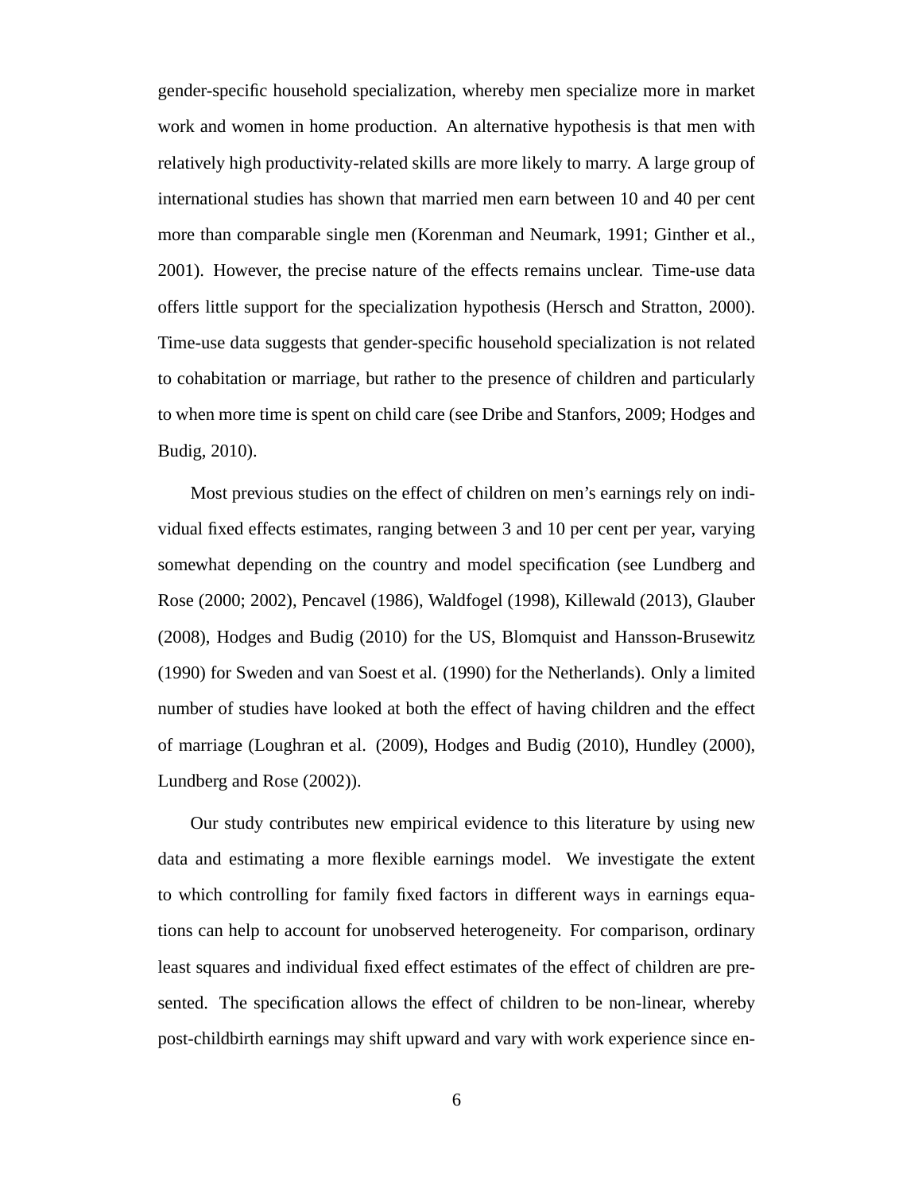gender-specific household specialization, whereby men specialize more in market work and women in home production. An alternative hypothesis is that men with relatively high productivity-related skills are more likely to marry. A large group of international studies has shown that married men earn between 10 and 40 per cent more than comparable single men (Korenman and Neumark, 1991; Ginther et al., 2001). However, the precise nature of the effects remains unclear. Time-use data offers little support for the specialization hypothesis (Hersch and Stratton, 2000). Time-use data suggests that gender-specific household specialization is not related to cohabitation or marriage, but rather to the presence of children and particularly to when more time is spent on child care (see Dribe and Stanfors, 2009; Hodges and Budig, 2010).

Most previous studies on the effect of children on men's earnings rely on individual fixed effects estimates, ranging between 3 and 10 per cent per year, varying somewhat depending on the country and model specification (see Lundberg and Rose (2000; 2002), Pencavel (1986), Waldfogel (1998), Killewald (2013), Glauber (2008), Hodges and Budig (2010) for the US, Blomquist and Hansson-Brusewitz (1990) for Sweden and van Soest et al. (1990) for the Netherlands). Only a limited number of studies have looked at both the effect of having children and the effect of marriage (Loughran et al. (2009), Hodges and Budig (2010), Hundley (2000), Lundberg and Rose (2002)).

Our study contributes new empirical evidence to this literature by using new data and estimating a more flexible earnings model. We investigate the extent to which controlling for family fixed factors in different ways in earnings equations can help to account for unobserved heterogeneity. For comparison, ordinary least squares and individual fixed effect estimates of the effect of children are presented. The specification allows the effect of children to be non-linear, whereby post-childbirth earnings may shift upward and vary with work experience since en-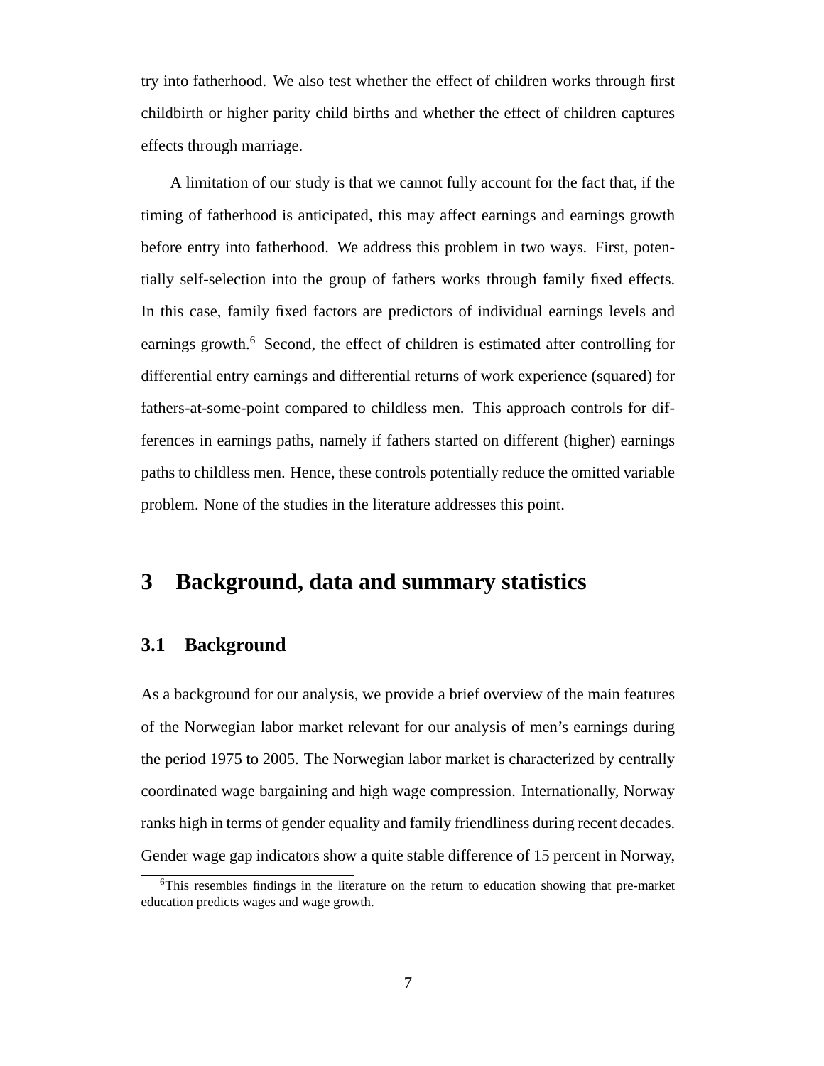try into fatherhood. We also test whether the effect of children works through first childbirth or higher parity child births and whether the effect of children captures effects through marriage.

A limitation of our study is that we cannot fully account for the fact that, if the timing of fatherhood is anticipated, this may affect earnings and earnings growth before entry into fatherhood. We address this problem in two ways. First, potentially self-selection into the group of fathers works through family fixed effects. In this case, family fixed factors are predictors of individual earnings levels and earnings growth.[6] Second, the effect of children is estimated after controlling for differential entry earnings and differential returns of work experience (squared) for fathers-at-some-point compared to childless men. This approach controls for differences in earnings paths, namely if fathers started on different (higher) earnings paths to childless men. Hence, these controls potentially reduce the omitted variable problem. None of the studies in the literature addresses this point.

# 3 Background, data and summary statistics

## 3.1 Background

As a background for our analysis, we provide a brief overview of the main features of the Norwegian labor market relevant for our analysis of men's earnings during the period 1975 to 2005. The Norwegian labor market is characterized by centrally coordinated wage bargaining and high wage compression. Internationally, Norway ranks high in terms of gender equality and family friendliness during recent decades. Gender wage gap indicators show a quite stable difference of 15 percent in Norway,

[6] This resembles findings in the literature on the return to education showing that pre-market education predicts wages and wage growth.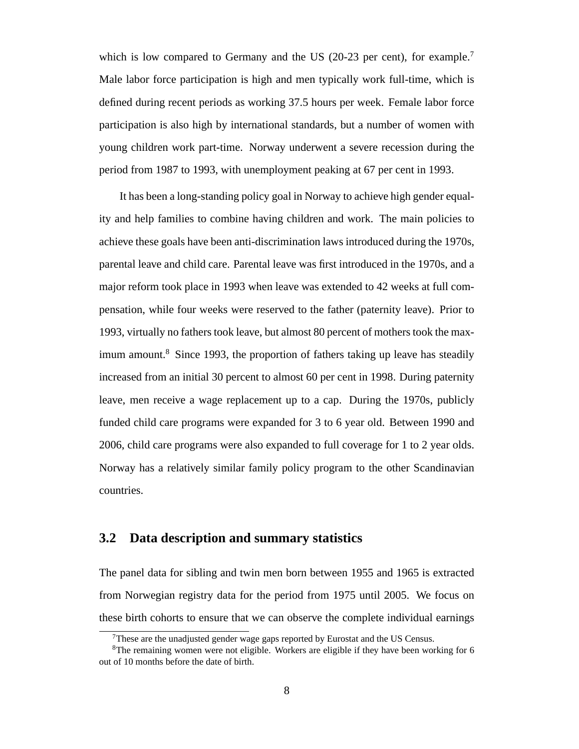which is low compared to Germany and the US (20-23 per cent), for example.[7] Male labor force participation is high and men typically work full-time, which is defined during recent periods as working 37.5 hours per week. Female labor force participation is also high by international standards, but a number of women with young children work part-time. Norway underwent a severe recession during the period from 1987 to 1993, with unemployment peaking at 67 per cent in 1993.

It has been a long-standing policy goal in Norway to achieve high gender equality and help families to combine having children and work. The main policies to achieve these goals have been anti-discrimination laws introduced during the 1970s, parental leave and child care. Parental leave was first introduced in the 1970s, and a major reform took place in 1993 when leave was extended to 42 weeks at full compensation, while four weeks were reserved to the father (paternity leave). Prior to 1993, virtually no fathers took leave, but almost 80 percent of mothers took the maximum amount.[8] Since 1993, the proportion of fathers taking up leave has steadily increased from an initial 30 percent to almost 60 per cent in 1998. During paternity leave, men receive a wage replacement up to a cap. During the 1970s, publicly funded child care programs were expanded for 3 to 6 year old. Between 1990 and 2006, child care programs were also expanded to full coverage for 1 to 2 year olds. Norway has a relatively similar family policy program to the other Scandinavian countries.

## 3.2 Data description and summary statistics

The panel data for sibling and twin men born between 1955 and 1965 is extracted from Norwegian registry data for the period from 1975 until 2005. We focus on these birth cohorts to ensure that we can observe the complete individual earnings

[7] These are the unadjusted gender wage gaps reported by Eurostat and the US Census.

[8] The remaining women were not eligible. Workers are eligible if they have been working for 6 out of 10 months before the date of birth.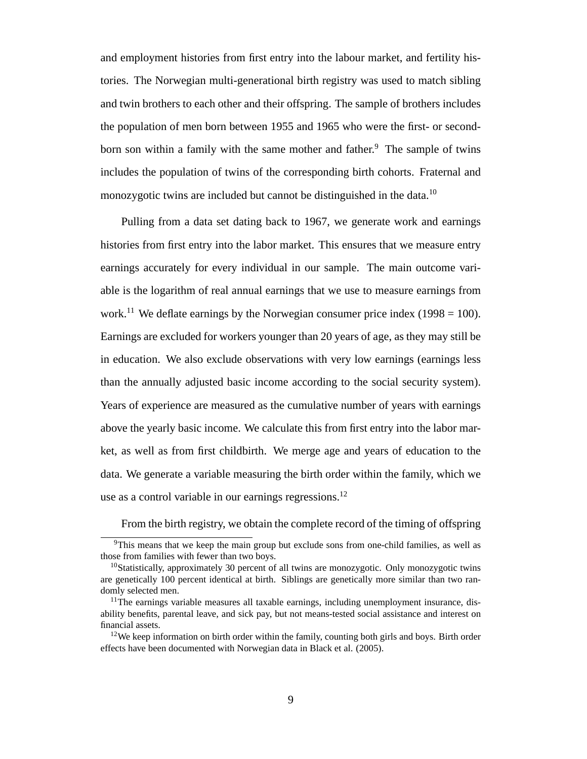and employment histories from first entry into the labour market, and fertility histories. The Norwegian multi-generational birth registry was used to match sibling and twin brothers to each other and their offspring. The sample of brothers includes the population of men born between 1955 and 1965 who were the first- or second-born son within a family with the same mother and father.[9] The sample of twins includes the population of twins of the corresponding birth cohorts. Fraternal and monozygotic twins are included but cannot be distinguished in the data.[10]

Pulling from a data set dating back to 1967, we generate work and earnings histories from first entry into the labor market. This ensures that we measure entry earnings accurately for every individual in our sample. The main outcome variable is the logarithm of real annual earnings that we use to measure earnings from work.[11] We deflate earnings by the Norwegian consumer price index (1998 = 100). Earnings are excluded for workers younger than 20 years of age, as they may still be in education. We also exclude observations with very low earnings (earnings less than the annually adjusted basic income according to the social security system). Years of experience are measured as the cumulative number of years with earnings above the yearly basic income. We calculate this from first entry into the labor market, as well as from first childbirth. We merge age and years of education to the data. We generate a variable measuring the birth order within the family, which we use as a control variable in our earnings regressions.[12]

From the birth registry, we obtain the complete record of the timing of offspring

---

[9] This means that we keep the main group but exclude sons from one-child families, as well as those from families with fewer than two boys.

[10] Statistically, approximately 30 percent of all twins are monozygotic. Only monozygotic twins are genetically 100 percent identical at birth. Siblings are genetically more similar than two randomly selected men.

[11] The earnings variable measures all taxable earnings, including unemployment insurance, disability benefits, parental leave, and sick pay, but not means-tested social assistance and interest on financial assets.

[12] We keep information on birth order within the family, counting both girls and boys. Birth order effects have been documented with Norwegian data in Black et al. (2005).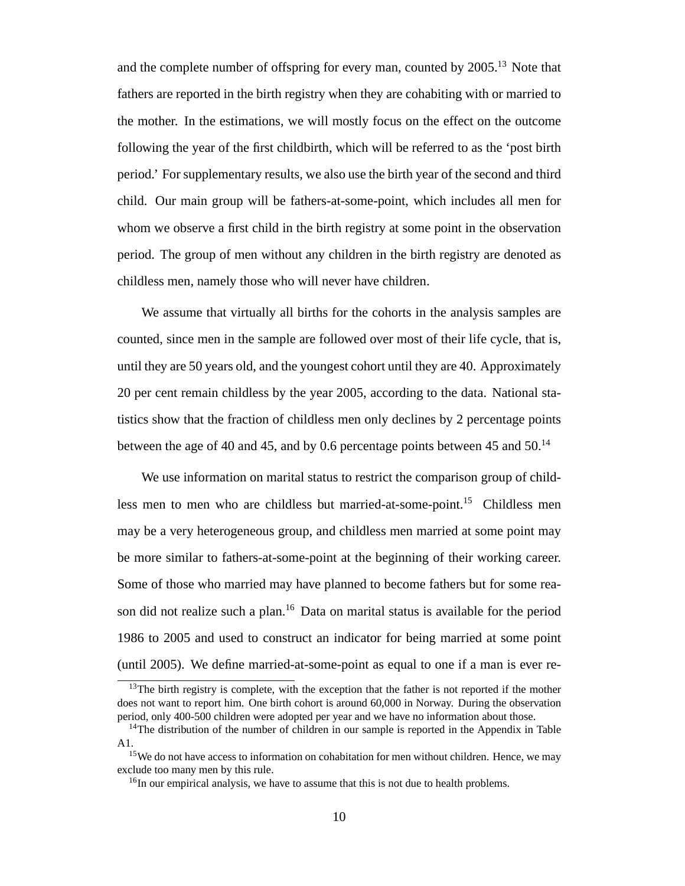and the complete number of offspring for every man, counted by 2005.[13] Note that fathers are reported in the birth registry when they are cohabiting with or married to the mother. In the estimations, we will mostly focus on the effect on the outcome following the year of the first childbirth, which will be referred to as the 'post birth period.' For supplementary results, we also use the birth year of the second and third child. Our main group will be fathers-at-some-point, which includes all men for whom we observe a first child in the birth registry at some point in the observation period. The group of men without any children in the birth registry are denoted as childless men, namely those who will never have children.

We assume that virtually all births for the cohorts in the analysis samples are counted, since men in the sample are followed over most of their life cycle, that is, until they are 50 years old, and the youngest cohort until they are 40. Approximately 20 per cent remain childless by the year 2005, according to the data. National statistics show that the fraction of childless men only declines by 2 percentage points between the age of 40 and 45, and by 0.6 percentage points between 45 and 50.[14]

We use information on marital status to restrict the comparison group of childless men to men who are childless but married-at-some-point.[15] Childless men may be a very heterogeneous group, and childless men married at some point may be more similar to fathers-at-some-point at the beginning of their working career. Some of those who married may have planned to become fathers but for some reason did not realize such a plan.[16] Data on marital status is available for the period 1986 to 2005 and used to construct an indicator for being married at some point (until 2005). We define married-at-some-point as equal to one if a man is ever re-

[13] The birth registry is complete, with the exception that the father is not reported if the mother does not want to report him. One birth cohort is around 60,000 in Norway. During the observation period, only 400-500 children were adopted per year and we have no information about those.

[14] The distribution of the number of children in our sample is reported in the Appendix in Table A1.

[15] We do not have access to information on cohabitation for men without children. Hence, we may exclude too many men by this rule.

[16] In our empirical analysis, we have to assume that this is not due to health problems.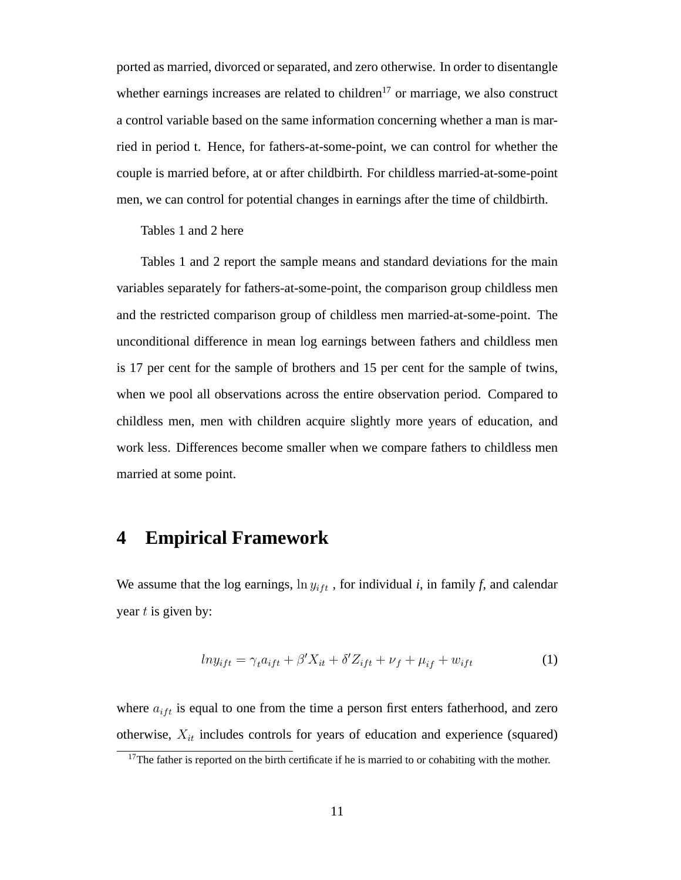ported as married, divorced or separated, and zero otherwise. In order to disentangle whether earnings increases are related to children[17] or marriage, we also construct a control variable based on the same information concerning whether a man is married in period t. Hence, for fathers-at-some-point, we can control for whether the couple is married before, at or after childbirth. For childless married-at-some-point men, we can control for potential changes in earnings after the time of childbirth.

Tables 1 and 2 here

Tables 1 and 2 report the sample means and standard deviations for the main variables separately for fathers-at-some-point, the comparison group childless men and the restricted comparison group of childless men married-at-some-point. The unconditional difference in mean log earnings between fathers and childless men is 17 per cent for the sample of brothers and 15 per cent for the sample of twins, when we pool all observations across the entire observation period. Compared to childless men, men with children acquire slightly more years of education, and work less. Differences become smaller when we compare fathers to childless men married at some point.

# 4 Empirical Framework

We assume that the log earnings, $\ln y_{ift}$ , for individual *i*, in family *f*, and calendar year $t$ is given by:

$$lny_{ift} = \gamma_t a_{ift} + \beta' X_{it} + \delta' Z_{ift} + \nu_f + \mu_{if} + w_{ift} \tag{1}$$

where $a_{ift}$ is equal to one from the time a person first enters fatherhood, and zero otherwise, $X_{it}$ includes controls for years of education and experience (squared)

[17]The father is reported on the birth certificate if he is married to or cohabiting with the mother.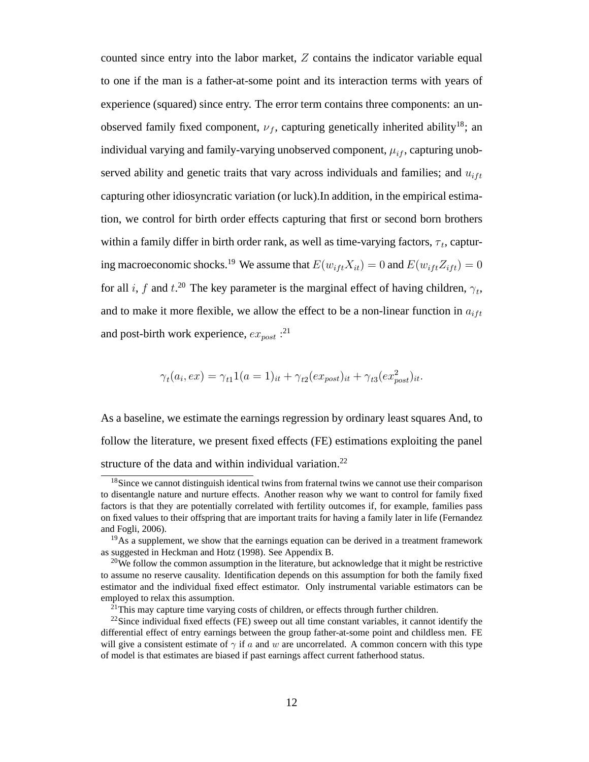counted since entry into the labor market, $Z$ contains the indicator variable equal to one if the man is a father-at-some point and its interaction terms with years of experience (squared) since entry. The error term contains three components: an unobserved family fixed component, $\nu_f$, capturing genetically inherited ability[18]; an individual varying and family-varying unobserved component, $\mu_{if}$, capturing unobserved ability and genetic traits that vary across individuals and families; and $u_{ift}$ capturing other idiosyncratic variation (or luck).In addition, in the empirical estimation, we control for birth order effects capturing that first or second born brothers within a family differ in birth order rank, as well as time-varying factors, $\tau_t$, capturing macroeconomic shocks.[19] We assume that $E(w_{ift}X_{it}) = 0$ and $E(w_{ift}Z_{ift}) = 0$ for all $i$, $f$ and $t$.[20] The key parameter is the marginal effect of having children, $\gamma_t$, and to make it more flexible, we allow the effect to be a non-linear function in $a_{ift}$ and post-birth work experience, $ex_{post}$ :[21]

$$\gamma_t(a_i, ex) = \gamma_{t1}1(a = 1)_{it} + \gamma_{t2}(ex_{post})_{it} + \gamma_{t3}(ex_{post}^2)_{it}.$$

As a baseline, we estimate the earnings regression by ordinary least squares And, to follow the literature, we present fixed effects (FE) estimations exploiting the panel structure of the data and within individual variation.[22]

[18] Since we cannot distinguish identical twins from fraternal twins we cannot use their comparison to disentangle nature and nurture effects. Another reason why we want to control for family fixed factors is that they are potentially correlated with fertility outcomes if, for example, families pass on fixed values to their offspring that are important traits for having a family later in life (Fernandez and Fogli, 2006).

[19] As a supplement, we show that the earnings equation can be derived in a treatment framework as suggested in Heckman and Hotz (1998). See Appendix B.

[20] We follow the common assumption in the literature, but acknowledge that it might be restrictive to assume no reserve causality. Identification depends on this assumption for both the family fixed estimator and the individual fixed effect estimator. Only instrumental variable estimators can be employed to relax this assumption.

[21] This may capture time varying costs of children, or effects through further children.

[22] Since individual fixed effects (FE) sweep out all time constant variables, it cannot identify the differential effect of entry earnings between the group father-at-some point and childless men. FE will give a consistent estimate of $\gamma$ if $a$ and $w$ are uncorrelated. A common concern with this type of model is that estimates are biased if past earnings affect current fatherhood status.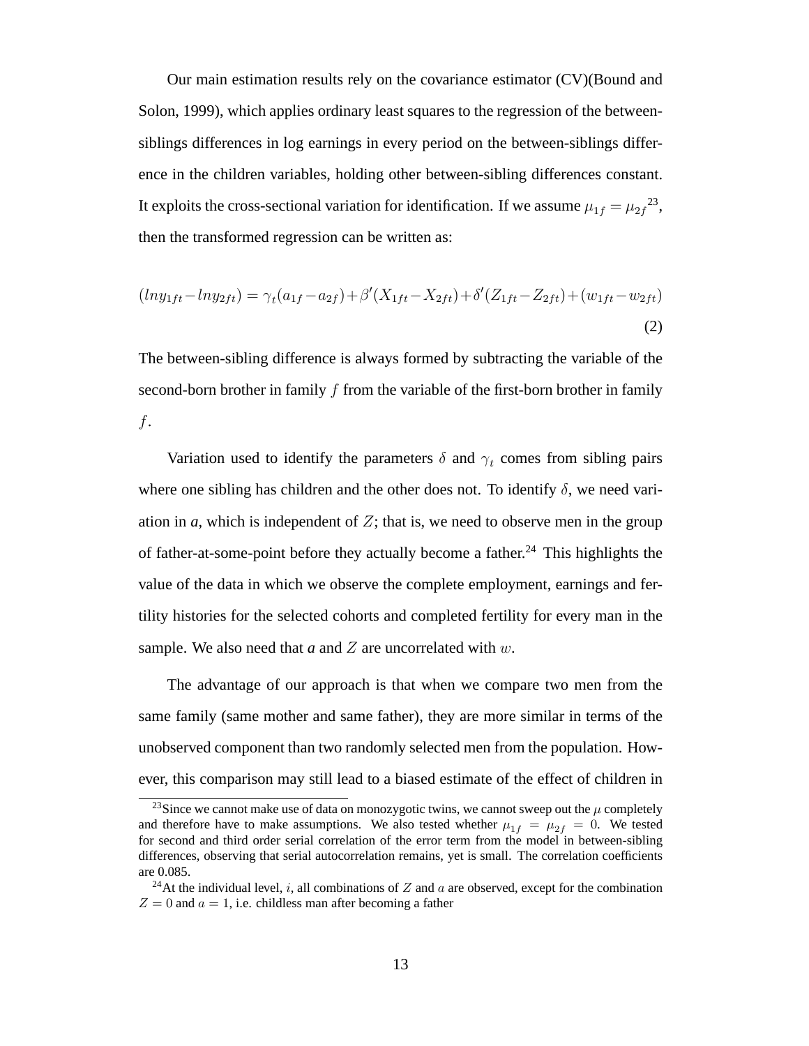Our main estimation results rely on the covariance estimator (CV)(Bound and Solon, 1999), which applies ordinary least squares to the regression of the between-siblings differences in log earnings in every period on the between-siblings difference in the children variables, holding other between-sibling differences constant. It exploits the cross-sectional variation for identification. If we assume $\mu_{1f} = \mu_{2f}$[23], then the transformed regression can be written as:

$$(lny_{1ft} - lny_{2ft}) = \gamma_t(a_{1f} - a_{2f}) + \beta'(X_{1ft} - X_{2ft}) + \delta'(Z_{1ft} - Z_{2ft}) + (w_{1ft} - w_{2ft}) \tag{2}$$

The between-sibling difference is always formed by subtracting the variable of the second-born brother in family $f$ from the variable of the first-born brother in family $f$.

Variation used to identify the parameters $\delta$ and $\gamma_t$ comes from sibling pairs where one sibling has children and the other does not. To identify $\delta$, we need variation in *a*, which is independent of $Z$; that is, we need to observe men in the group of father-at-some-point before they actually become a father.[24] This highlights the value of the data in which we observe the complete employment, earnings and fertility histories for the selected cohorts and completed fertility for every man in the sample. We also need that *a* and $Z$ are uncorrelated with $w$.

The advantage of our approach is that when we compare two men from the same family (same mother and same father), they are more similar in terms of the unobserved component than two randomly selected men from the population. However, this comparison may still lead to a biased estimate of the effect of children in

[23] Since we cannot make use of data on monozygotic twins, we cannot sweep out the $\mu$ completely and therefore have to make assumptions. We also tested whether $\mu_{1f} = \mu_{2f} = 0$. We tested for second and third order serial correlation of the error term from the model in between-sibling differences, observing that serial autocorrelation remains, yet is small. The correlation coefficients are 0.085.

[24] At the individual level, $i$, all combinations of $Z$ and $a$ are observed, except for the combination $Z = 0$ and $a = 1$, i.e. childless man after becoming a father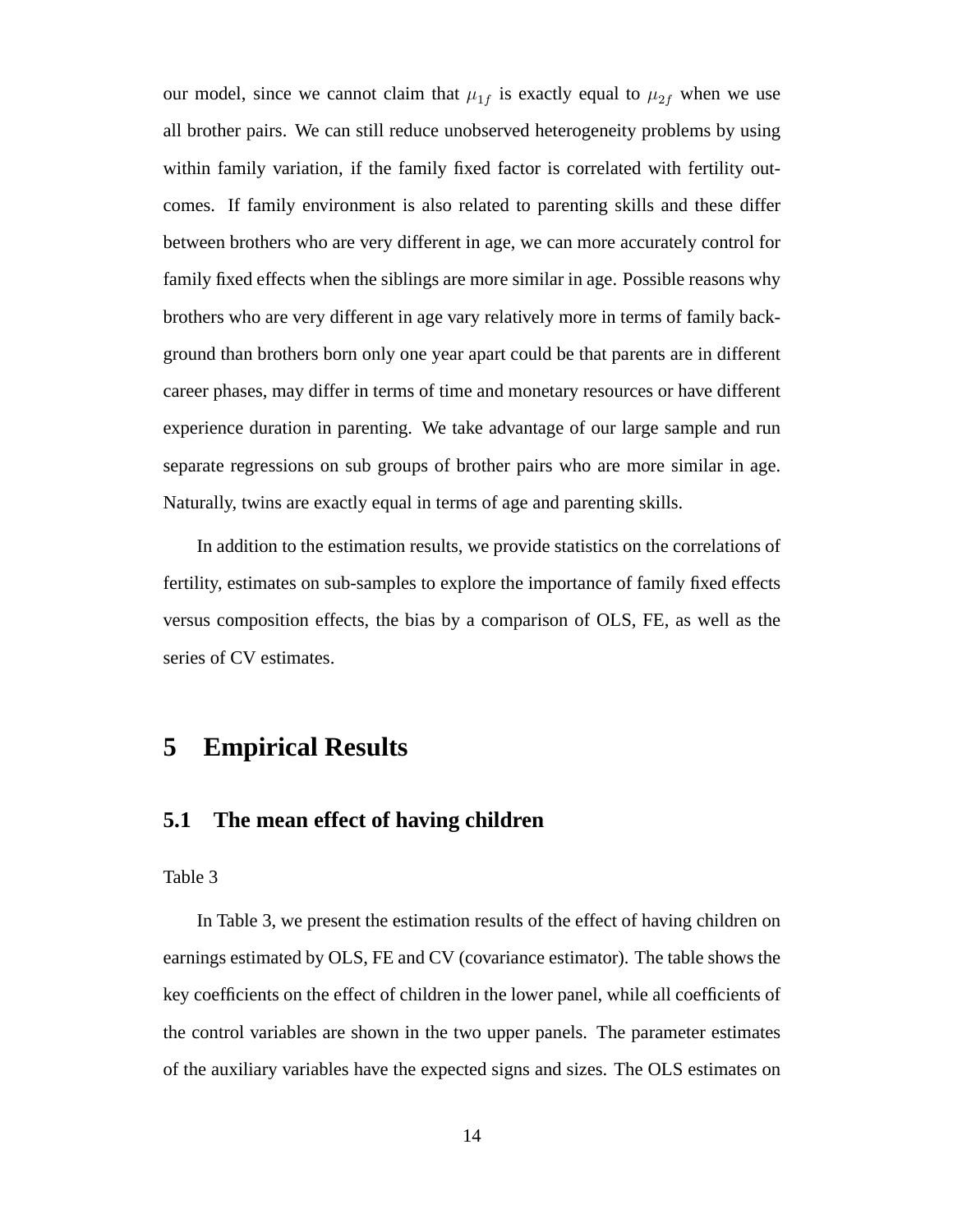our model, since we cannot claim that $\mu_{1f}$ is exactly equal to $\mu_{2f}$ when we use all brother pairs. We can still reduce unobserved heterogeneity problems by using within family variation, if the family fixed factor is correlated with fertility outcomes. If family environment is also related to parenting skills and these differ between brothers who are very different in age, we can more accurately control for family fixed effects when the siblings are more similar in age. Possible reasons why brothers who are very different in age vary relatively more in terms of family background than brothers born only one year apart could be that parents are in different career phases, may differ in terms of time and monetary resources or have different experience duration in parenting. We take advantage of our large sample and run separate regressions on sub groups of brother pairs who are more similar in age. Naturally, twins are exactly equal in terms of age and parenting skills.

In addition to the estimation results, we provide statistics on the correlations of fertility, estimates on sub-samples to explore the importance of family fixed effects versus composition effects, the bias by a comparison of OLS, FE, as well as the series of CV estimates.

# 5 Empirical Results

## 5.1 The mean effect of having children

Table 3

In Table 3, we present the estimation results of the effect of having children on earnings estimated by OLS, FE and CV (covariance estimator). The table shows the key coefficients on the effect of children in the lower panel, while all coefficients of the control variables are shown in the two upper panels. The parameter estimates of the auxiliary variables have the expected signs and sizes. The OLS estimates on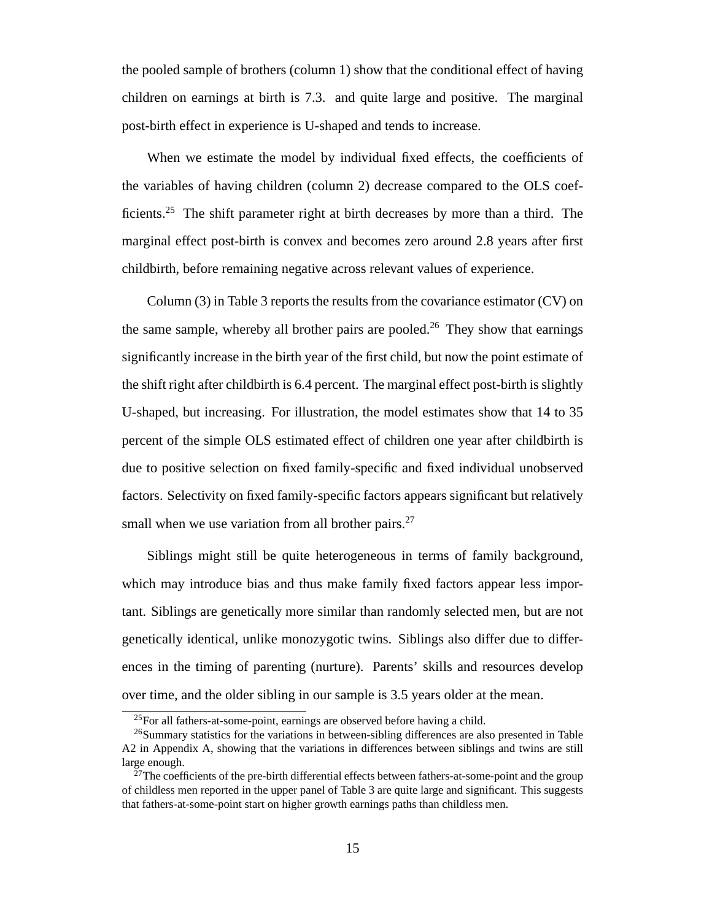the pooled sample of brothers (column 1) show that the conditional effect of having children on earnings at birth is 7.3. and quite large and positive. The marginal post-birth effect in experience is U-shaped and tends to increase.

When we estimate the model by individual fixed effects, the coefficients of the variables of having children (column 2) decrease compared to the OLS coefficients.[25] The shift parameter right at birth decreases by more than a third. The marginal effect post-birth is convex and becomes zero around 2.8 years after first childbirth, before remaining negative across relevant values of experience.

Column (3) in Table 3 reports the results from the covariance estimator (CV) on the same sample, whereby all brother pairs are pooled.[26] They show that earnings significantly increase in the birth year of the first child, but now the point estimate of the shift right after childbirth is 6.4 percent. The marginal effect post-birth is slightly U-shaped, but increasing. For illustration, the model estimates show that 14 to 35 percent of the simple OLS estimated effect of children one year after childbirth is due to positive selection on fixed family-specific and fixed individual unobserved factors. Selectivity on fixed family-specific factors appears significant but relatively small when we use variation from all brother pairs.[27]

Siblings might still be quite heterogeneous in terms of family background, which may introduce bias and thus make family fixed factors appear less important. Siblings are genetically more similar than randomly selected men, but are not genetically identical, unlike monozygotic twins. Siblings also differ due to differences in the timing of parenting (nurture). Parents' skills and resources develop over time, and the older sibling in our sample is 3.5 years older at the mean.

[25] For all fathers-at-some-point, earnings are observed before having a child.

[26] Summary statistics for the variations in between-sibling differences are also presented in Table A2 in Appendix A, showing that the variations in differences between siblings and twins are still large enough.

[27] The coefficients of the pre-birth differential effects between fathers-at-some-point and the group of childless men reported in the upper panel of Table 3 are quite large and significant. This suggests that fathers-at-some-point start on higher growth earnings paths than childless men.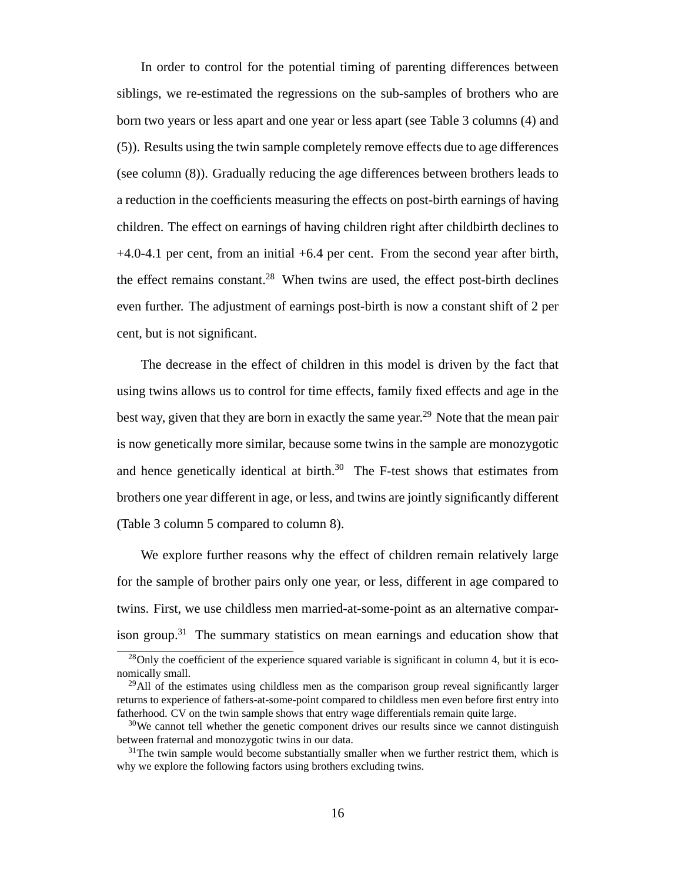In order to control for the potential timing of parenting differences between siblings, we re-estimated the regressions on the sub-samples of brothers who are born two years or less apart and one year or less apart (see Table 3 columns (4) and (5)). Results using the twin sample completely remove effects due to age differences (see column (8)). Gradually reducing the age differences between brothers leads to a reduction in the coefficients measuring the effects on post-birth earnings of having children. The effect on earnings of having children right after childbirth declines to +4.0-4.1 per cent, from an initial +6.4 per cent. From the second year after birth, the effect remains constant.[28] When twins are used, the effect post-birth declines even further. The adjustment of earnings post-birth is now a constant shift of 2 per cent, but is not significant.

The decrease in the effect of children in this model is driven by the fact that using twins allows us to control for time effects, family fixed effects and age in the best way, given that they are born in exactly the same year.[29] Note that the mean pair is now genetically more similar, because some twins in the sample are monozygotic and hence genetically identical at birth.[30] The F-test shows that estimates from brothers one year different in age, or less, and twins are jointly significantly different (Table 3 column 5 compared to column 8).

We explore further reasons why the effect of children remain relatively large for the sample of brother pairs only one year, or less, different in age compared to twins. First, we use childless men married-at-some-point as an alternative comparison group.[31] The summary statistics on mean earnings and education show that

[28] Only the coefficient of the experience squared variable is significant in column 4, but it is economically small.

[29] All of the estimates using childless men as the comparison group reveal significantly larger returns to experience of fathers-at-some-point compared to childless men even before first entry into fatherhood. CV on the twin sample shows that entry wage differentials remain quite large.

[30] We cannot tell whether the genetic component drives our results since we cannot distinguish between fraternal and monozygotic twins in our data.

[31] The twin sample would become substantially smaller when we further restrict them, which is why we explore the following factors using brothers excluding twins.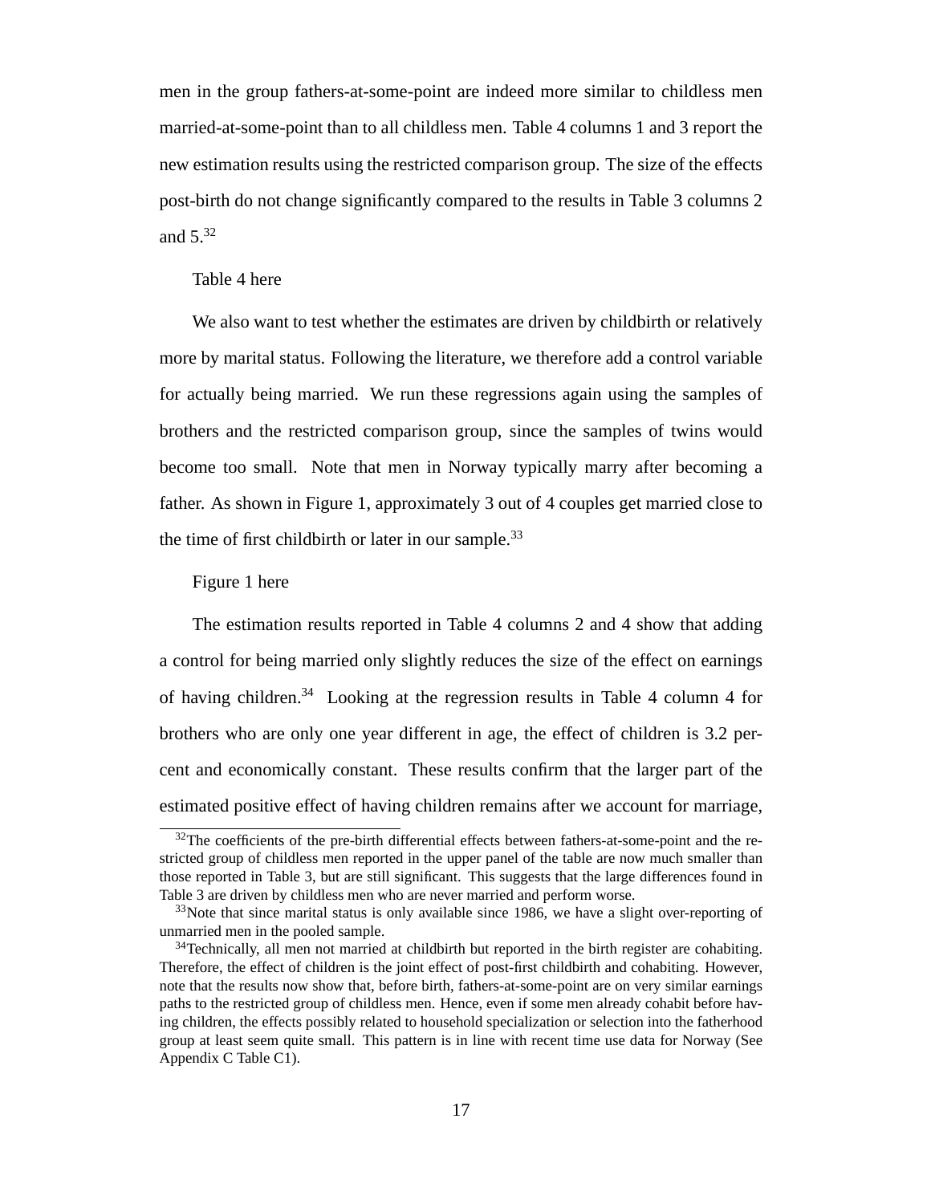men in the group fathers-at-some-point are indeed more similar to childless men married-at-some-point than to all childless men. Table 4 columns 1 and 3 report the new estimation results using the restricted comparison group. The size of the effects post-birth do not change significantly compared to the results in Table 3 columns 2 and 5.[32]

Table 4 here

We also want to test whether the estimates are driven by childbirth or relatively more by marital status. Following the literature, we therefore add a control variable for actually being married. We run these regressions again using the samples of brothers and the restricted comparison group, since the samples of twins would become too small. Note that men in Norway typically marry after becoming a father. As shown in Figure 1, approximately 3 out of 4 couples get married close to the time of first childbirth or later in our sample.[33]

Figure 1 here

The estimation results reported in Table 4 columns 2 and 4 show that adding a control for being married only slightly reduces the size of the effect on earnings of having children.[34] Looking at the regression results in Table 4 column 4 for brothers who are only one year different in age, the effect of children is 3.2 percent and economically constant. These results confirm that the larger part of the estimated positive effect of having children remains after we account for marriage,

[32]The coefficients of the pre-birth differential effects between fathers-at-some-point and the restricted group of childless men reported in the upper panel of the table are now much smaller than those reported in Table 3, but are still significant. This suggests that the large differences found in Table 3 are driven by childless men who are never married and perform worse.

[33]Note that since marital status is only available since 1986, we have a slight over-reporting of unmarried men in the pooled sample.

[34]Technically, all men not married at childbirth but reported in the birth register are cohabiting. Therefore, the effect of children is the joint effect of post-first childbirth and cohabiting. However, note that the results now show that, before birth, fathers-at-some-point are on very similar earnings paths to the restricted group of childless men. Hence, even if some men already cohabit before having children, the effects possibly related to household specialization or selection into the fatherhood group at least seem quite small. This pattern is in line with recent time use data for Norway (See Appendix C Table C1).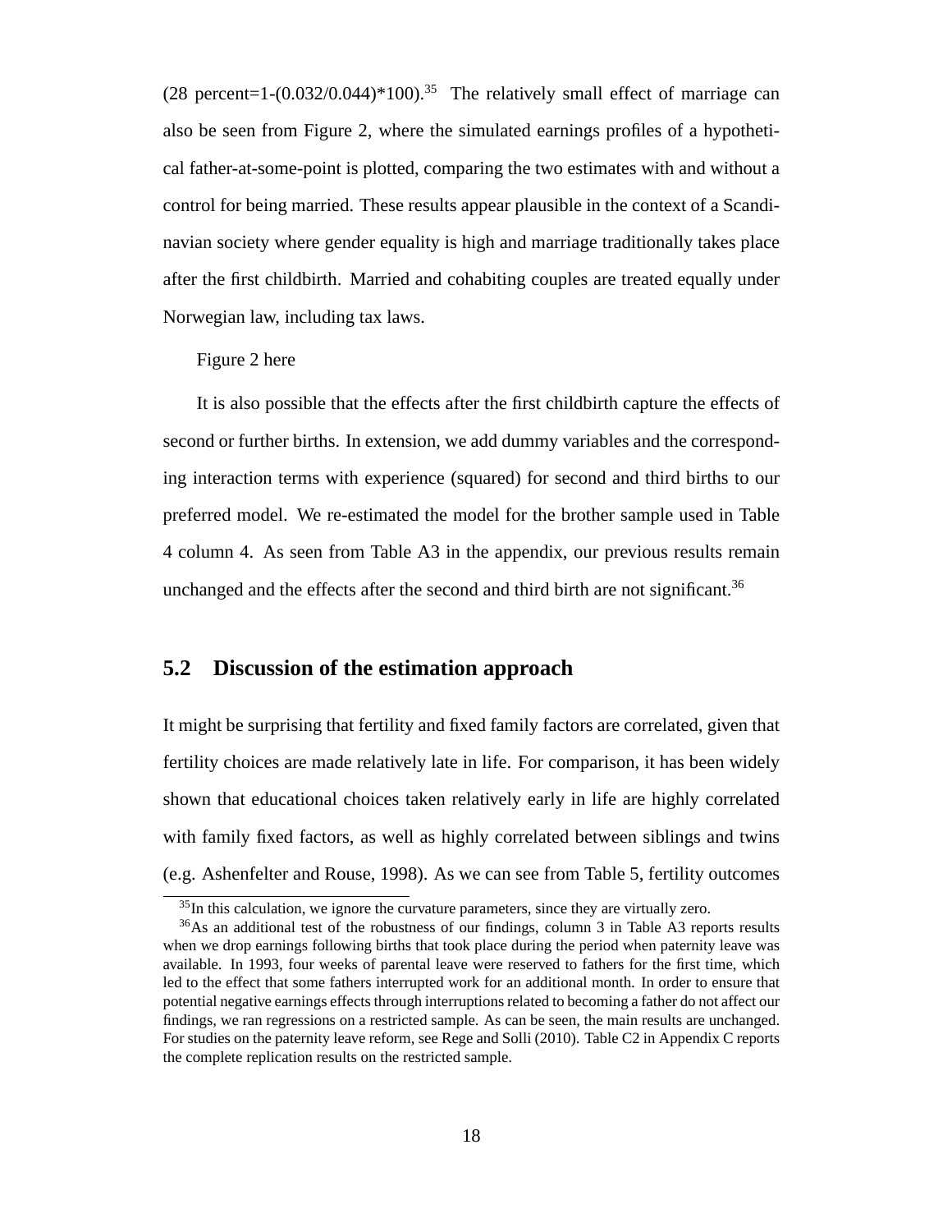(28 percent=1-(0.032/0.044)*100).[35] The relatively small effect of marriage can also be seen from Figure 2, where the simulated earnings profiles of a hypothetical father-at-some-point is plotted, comparing the two estimates with and without a control for being married. These results appear plausible in the context of a Scandinavian society where gender equality is high and marriage traditionally takes place after the first childbirth. Married and cohabiting couples are treated equally under Norwegian law, including tax laws.

Figure 2 here

It is also possible that the effects after the first childbirth capture the effects of second or further births. In extension, we add dummy variables and the corresponding interaction terms with experience (squared) for second and third births to our preferred model. We re-estimated the model for the brother sample used in Table 4 column 4. As seen from Table A3 in the appendix, our previous results remain unchanged and the effects after the second and third birth are not significant.[36]

## 5.2 Discussion of the estimation approach

It might be surprising that fertility and fixed family factors are correlated, given that fertility choices are made relatively late in life. For comparison, it has been widely shown that educational choices taken relatively early in life are highly correlated with family fixed factors, as well as highly correlated between siblings and twins (e.g. Ashenfelter and Rouse, 1998). As we can see from Table 5, fertility outcomes

[35] In this calculation, we ignore the curvature parameters, since they are virtually zero.

[36] As an additional test of the robustness of our findings, column 3 in Table A3 reports results when we drop earnings following births that took place during the period when paternity leave was available. In 1993, four weeks of parental leave were reserved to fathers for the first time, which led to the effect that some fathers interrupted work for an additional month. In order to ensure that potential negative earnings effects through interruptions related to becoming a father do not affect our findings, we ran regressions on a restricted sample. As can be seen, the main results are unchanged. For studies on the paternity leave reform, see Rege and Solli (2010). Table C2 in Appendix C reports the complete replication results on the restricted sample.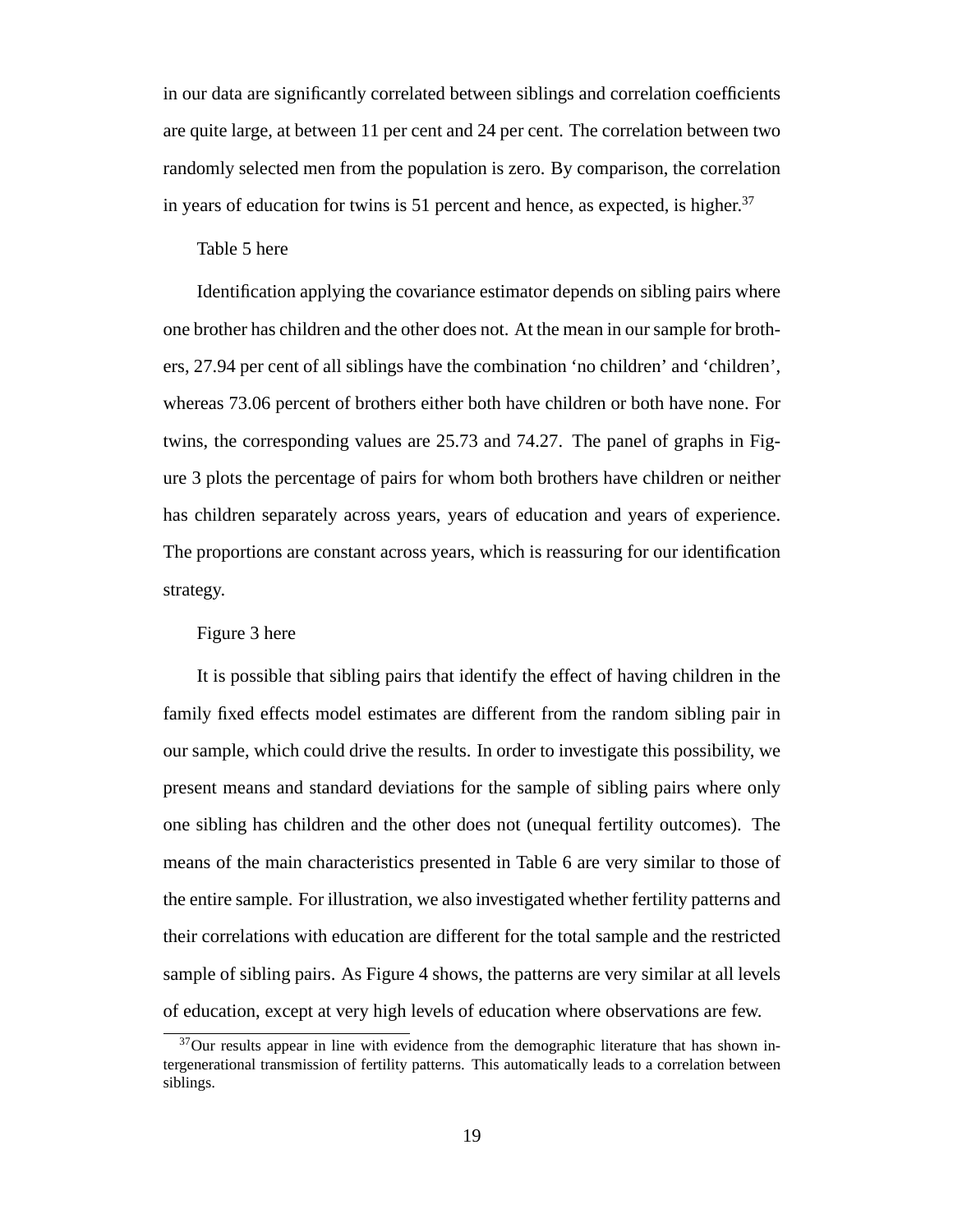in our data are significantly correlated between siblings and correlation coefficients are quite large, at between 11 per cent and 24 per cent. The correlation between two randomly selected men from the population is zero. By comparison, the correlation in years of education for twins is 51 percent and hence, as expected, is higher.[37]

Table 5 here

Identification applying the covariance estimator depends on sibling pairs where one brother has children and the other does not. At the mean in our sample for brothers, 27.94 per cent of all siblings have the combination 'no children' and 'children', whereas 73.06 percent of brothers either both have children or both have none. For twins, the corresponding values are 25.73 and 74.27. The panel of graphs in Figure 3 plots the percentage of pairs for whom both brothers have children or neither has children separately across years, years of education and years of experience. The proportions are constant across years, which is reassuring for our identification strategy.

Figure 3 here

It is possible that sibling pairs that identify the effect of having children in the family fixed effects model estimates are different from the random sibling pair in our sample, which could drive the results. In order to investigate this possibility, we present means and standard deviations for the sample of sibling pairs where only one sibling has children and the other does not (unequal fertility outcomes). The means of the main characteristics presented in Table 6 are very similar to those of the entire sample. For illustration, we also investigated whether fertility patterns and their correlations with education are different for the total sample and the restricted sample of sibling pairs. As Figure 4 shows, the patterns are very similar at all levels of education, except at very high levels of education where observations are few.

[37] Our results appear in line with evidence from the demographic literature that has shown intergenerational transmission of fertility patterns. This automatically leads to a correlation between siblings.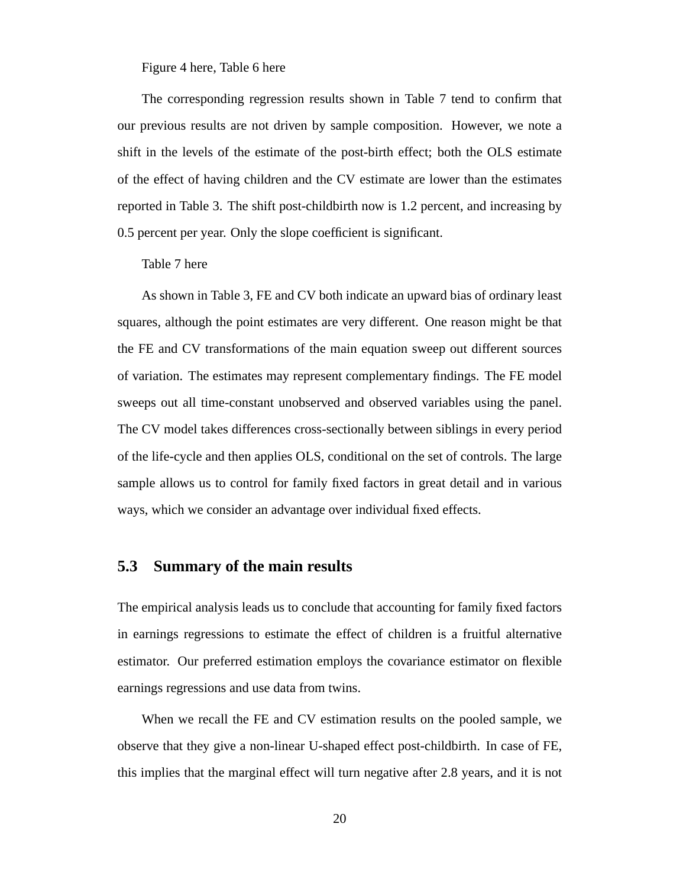Figure 4 here, Table 6 here

The corresponding regression results shown in Table 7 tend to confirm that our previous results are not driven by sample composition. However, we note a shift in the levels of the estimate of the post-birth effect; both the OLS estimate of the effect of having children and the CV estimate are lower than the estimates reported in Table 3. The shift post-childbirth now is 1.2 percent, and increasing by 0.5 percent per year. Only the slope coefficient is significant.

Table 7 here

As shown in Table 3, FE and CV both indicate an upward bias of ordinary least squares, although the point estimates are very different. One reason might be that the FE and CV transformations of the main equation sweep out different sources of variation. The estimates may represent complementary findings. The FE model sweeps out all time-constant unobserved and observed variables using the panel. The CV model takes differences cross-sectionally between siblings in every period of the life-cycle and then applies OLS, conditional on the set of controls. The large sample allows us to control for family fixed factors in great detail and in various ways, which we consider an advantage over individual fixed effects.

## 5.3 Summary of the main results

The empirical analysis leads us to conclude that accounting for family fixed factors in earnings regressions to estimate the effect of children is a fruitful alternative estimator. Our preferred estimation employs the covariance estimator on flexible earnings regressions and use data from twins.

When we recall the FE and CV estimation results on the pooled sample, we observe that they give a non-linear U-shaped effect post-childbirth. In case of FE, this implies that the marginal effect will turn negative after 2.8 years, and it is not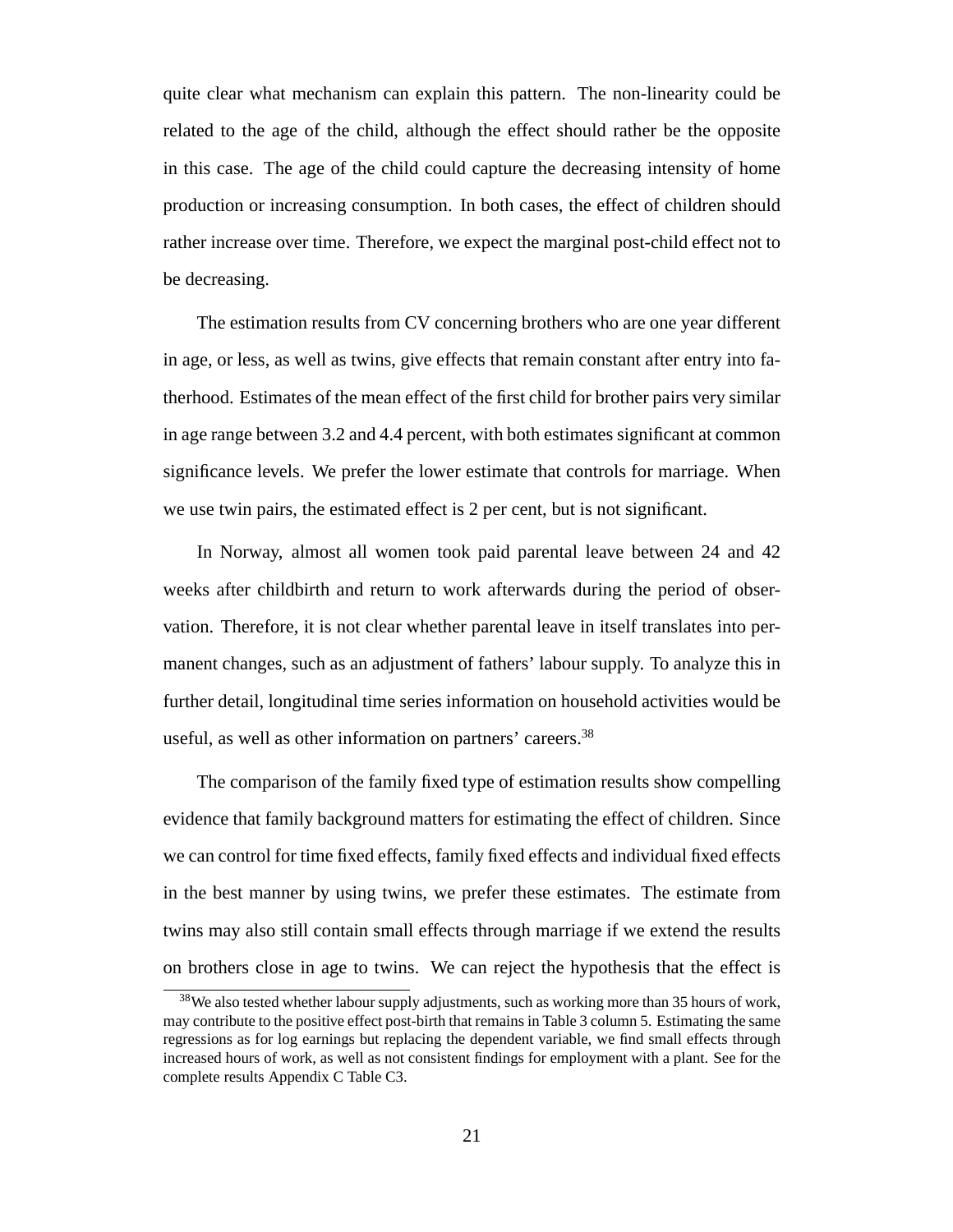quite clear what mechanism can explain this pattern. The non-linearity could be related to the age of the child, although the effect should rather be the opposite in this case. The age of the child could capture the decreasing intensity of home production or increasing consumption. In both cases, the effect of children should rather increase over time. Therefore, we expect the marginal post-child effect not to be decreasing.

The estimation results from CV concerning brothers who are one year different in age, or less, as well as twins, give effects that remain constant after entry into fatherhood. Estimates of the mean effect of the first child for brother pairs very similar in age range between 3.2 and 4.4 percent, with both estimates significant at common significance levels. We prefer the lower estimate that controls for marriage. When we use twin pairs, the estimated effect is 2 per cent, but is not significant.

In Norway, almost all women took paid parental leave between 24 and 42 weeks after childbirth and return to work afterwards during the period of observation. Therefore, it is not clear whether parental leave in itself translates into permanent changes, such as an adjustment of fathers' labour supply. To analyze this in further detail, longitudinal time series information on household activities would be useful, as well as other information on partners' careers.[38]

The comparison of the family fixed type of estimation results show compelling evidence that family background matters for estimating the effect of children. Since we can control for time fixed effects, family fixed effects and individual fixed effects in the best manner by using twins, we prefer these estimates. The estimate from twins may also still contain small effects through marriage if we extend the results on brothers close in age to twins. We can reject the hypothesis that the effect is

[38] We also tested whether labour supply adjustments, such as working more than 35 hours of work, may contribute to the positive effect post-birth that remains in Table 3 column 5. Estimating the same regressions as for log earnings but replacing the dependent variable, we find small effects through increased hours of work, as well as not consistent findings for employment with a plant. See for the complete results Appendix C Table C3.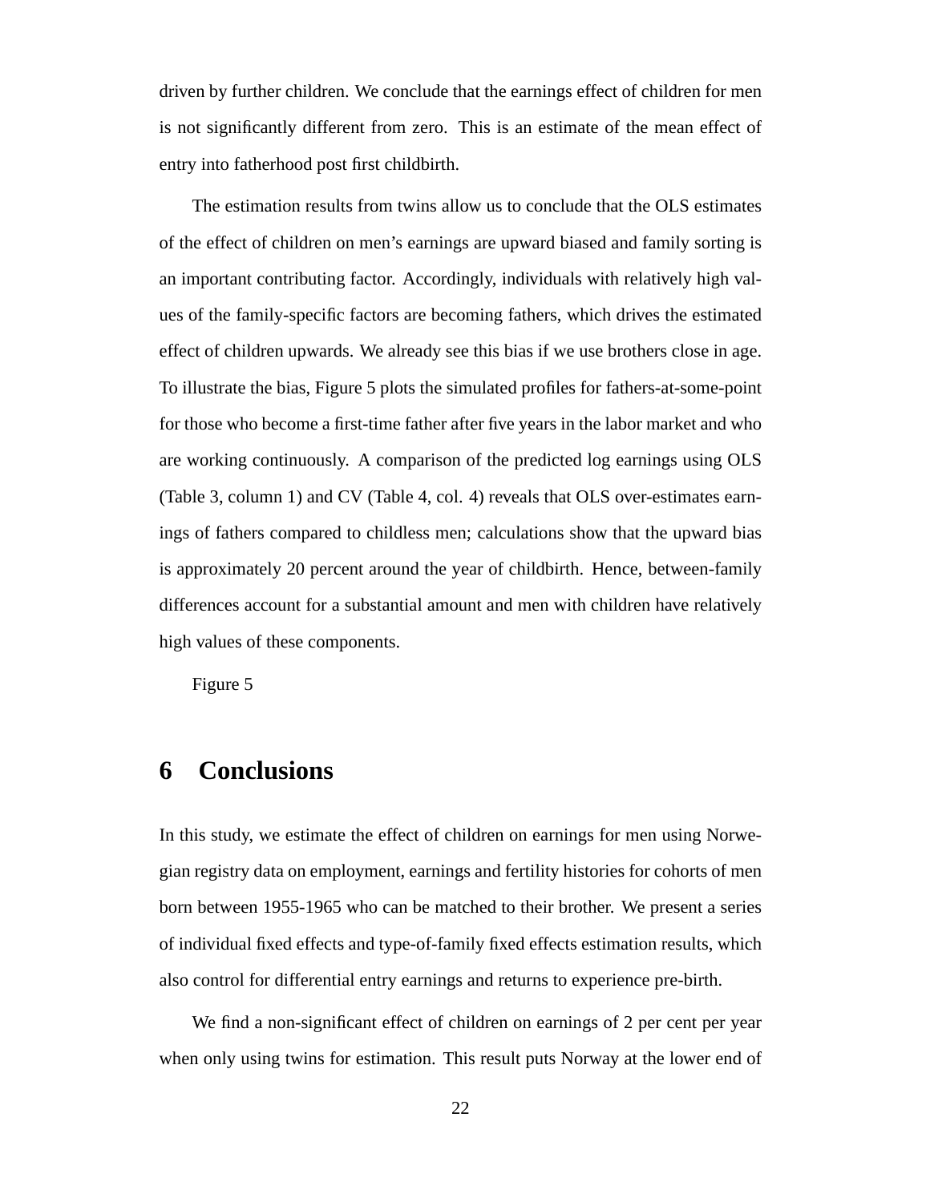driven by further children. We conclude that the earnings effect of children for men is not significantly different from zero. This is an estimate of the mean effect of entry into fatherhood post first childbirth.

The estimation results from twins allow us to conclude that the OLS estimates of the effect of children on men's earnings are upward biased and family sorting is an important contributing factor. Accordingly, individuals with relatively high values of the family-specific factors are becoming fathers, which drives the estimated effect of children upwards. We already see this bias if we use brothers close in age. To illustrate the bias, Figure 5 plots the simulated profiles for fathers-at-some-point for those who become a first-time father after five years in the labor market and who are working continuously. A comparison of the predicted log earnings using OLS (Table 3, column 1) and CV (Table 4, col. 4) reveals that OLS over-estimates earnings of fathers compared to childless men; calculations show that the upward bias is approximately 20 percent around the year of childbirth. Hence, between-family differences account for a substantial amount and men with children have relatively high values of these components.

Figure 5

# 6 Conclusions

In this study, we estimate the effect of children on earnings for men using Norwegian registry data on employment, earnings and fertility histories for cohorts of men born between 1955-1965 who can be matched to their brother. We present a series of individual fixed effects and type-of-family fixed effects estimation results, which also control for differential entry earnings and returns to experience pre-birth.

We find a non-significant effect of children on earnings of 2 per cent per year when only using twins for estimation. This result puts Norway at the lower end of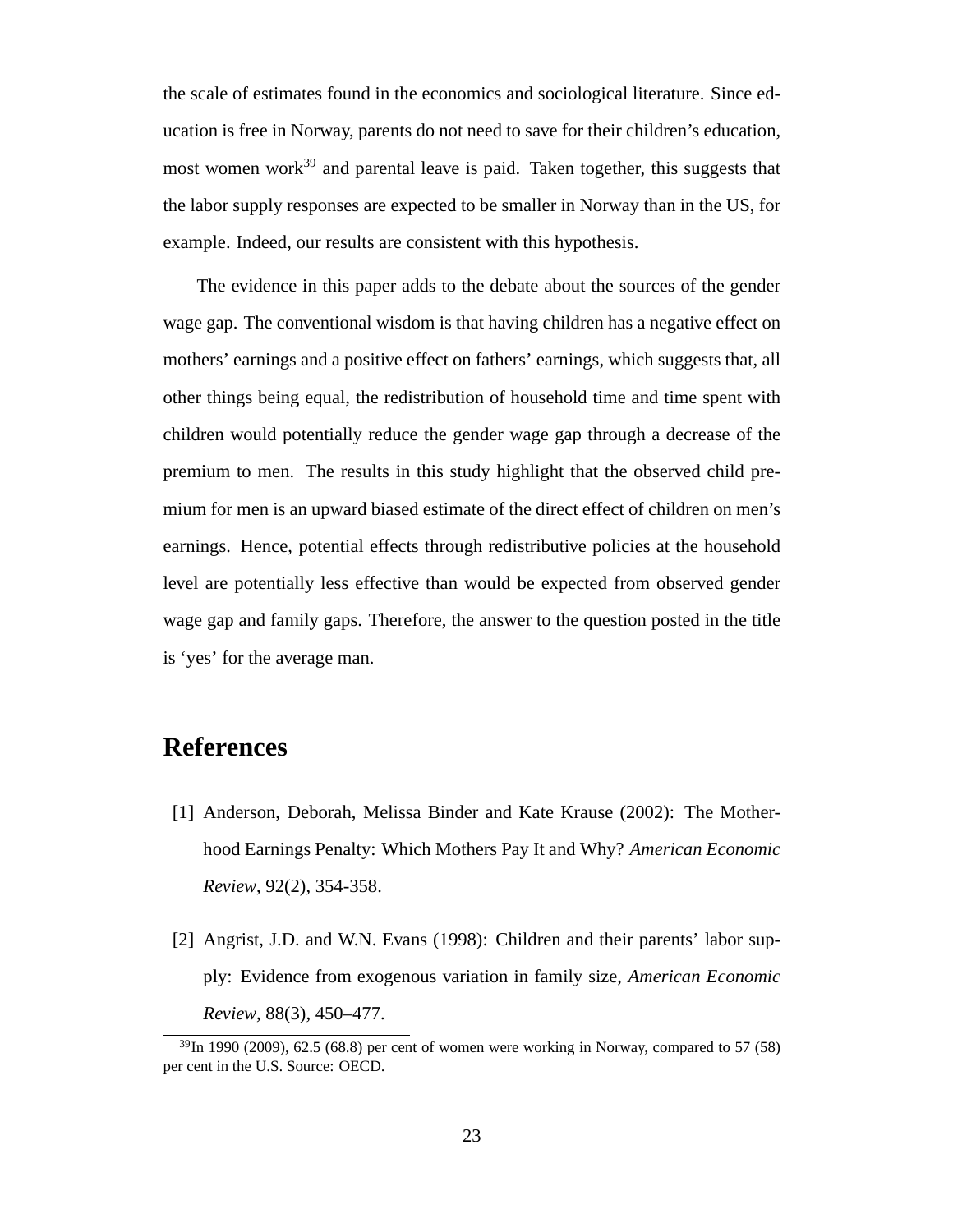the scale of estimates found in the economics and sociological literature. Since education is free in Norway, parents do not need to save for their children's education, most women work[39] and parental leave is paid. Taken together, this suggests that the labor supply responses are expected to be smaller in Norway than in the US, for example. Indeed, our results are consistent with this hypothesis.

The evidence in this paper adds to the debate about the sources of the gender wage gap. The conventional wisdom is that having children has a negative effect on mothers' earnings and a positive effect on fathers' earnings, which suggests that, all other things being equal, the redistribution of household time and time spent with children would potentially reduce the gender wage gap through a decrease of the premium to men. The results in this study highlight that the observed child premium for men is an upward biased estimate of the direct effect of children on men's earnings. Hence, potential effects through redistributive policies at the household level are potentially less effective than would be expected from observed gender wage gap and family gaps. Therefore, the answer to the question posted in the title is 'yes' for the average man.

# References

[1] Anderson, Deborah, Melissa Binder and Kate Krause (2002): The Motherhood Earnings Penalty: Which Mothers Pay It and Why? *American Economic Review*, 92(2), 354-358.

[2] Angrist, J.D. and W.N. Evans (1998): Children and their parents' labor supply: Evidence from exogenous variation in family size, *American Economic Review*, 88(3), 450–477.

[39] In 1990 (2009), 62.5 (68.8) per cent of women were working in Norway, compared to 57 (58) per cent in the U.S. Source: OECD.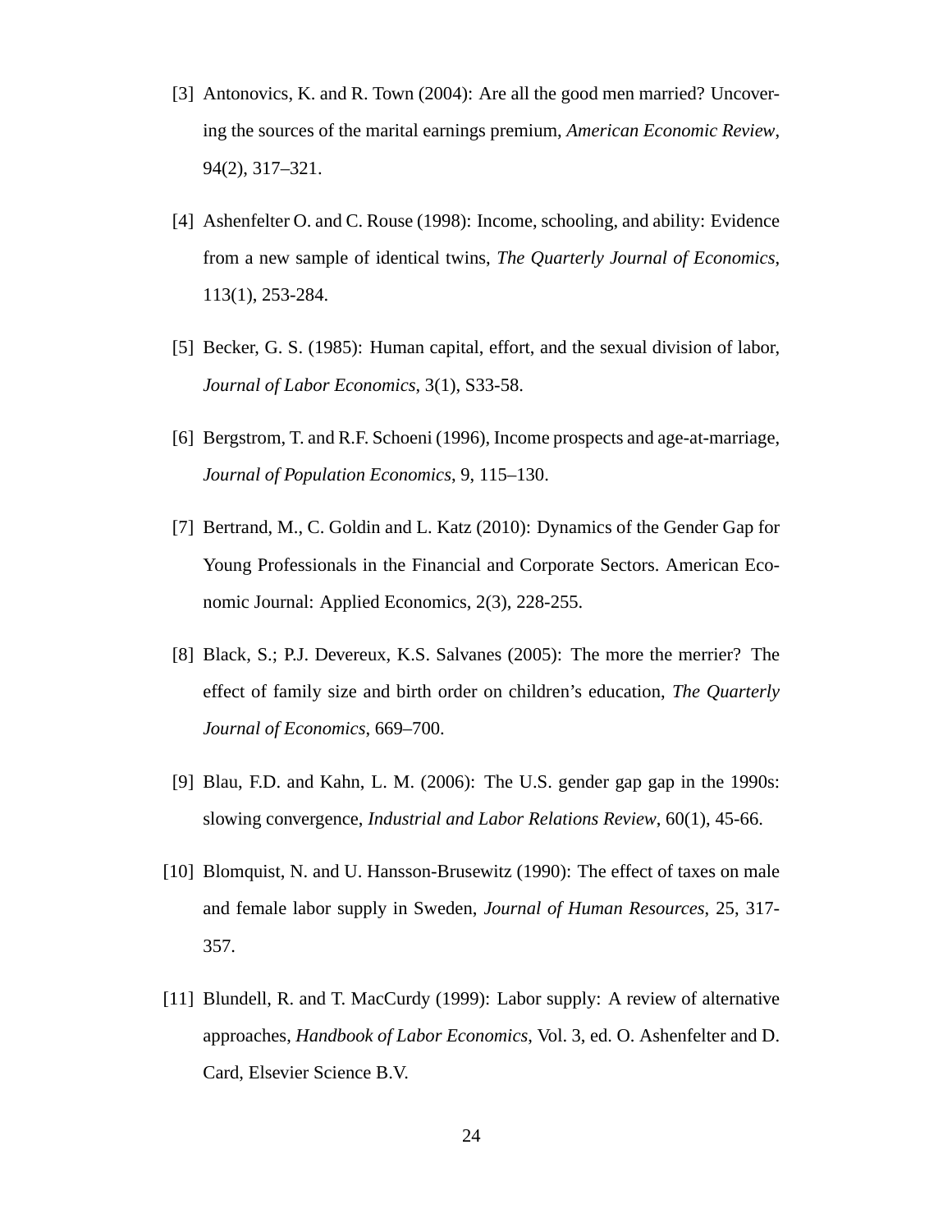[3] Antonovics, K. and R. Town (2004): Are all the good men married? Uncovering the sources of the marital earnings premium, *American Economic Review*, 94(2), 317–321.

[4] Ashenfelter O. and C. Rouse (1998): Income, schooling, and ability: Evidence from a new sample of identical twins, *The Quarterly Journal of Economics*, 113(1), 253-284.

[5] Becker, G. S. (1985): Human capital, effort, and the sexual division of labor, *Journal of Labor Economics*, 3(1), S33-58.

[6] Bergstrom, T. and R.F. Schoeni (1996), Income prospects and age-at-marriage, *Journal of Population Economics*, 9, 115–130.

[7] Bertrand, M., C. Goldin and L. Katz (2010): Dynamics of the Gender Gap for Young Professionals in the Financial and Corporate Sectors. American Economic Journal: Applied Economics, 2(3), 228-255.

[8] Black, S.; P.J. Devereux, K.S. Salvanes (2005): The more the merrier? The effect of family size and birth order on children's education, *The Quarterly Journal of Economics*, 669–700.

[9] Blau, F.D. and Kahn, L. M. (2006): The U.S. gender gap gap in the 1990s: slowing convergence, *Industrial and Labor Relations Review*, 60(1), 45-66.

[10] Blomquist, N. and U. Hansson-Brusewitz (1990): The effect of taxes on male and female labor supply in Sweden, *Journal of Human Resources*, 25, 317-357.

[11] Blundell, R. and T. MacCurdy (1999): Labor supply: A review of alternative approaches, *Handbook of Labor Economics*, Vol. 3, ed. O. Ashenfelter and D. Card, Elsevier Science B.V.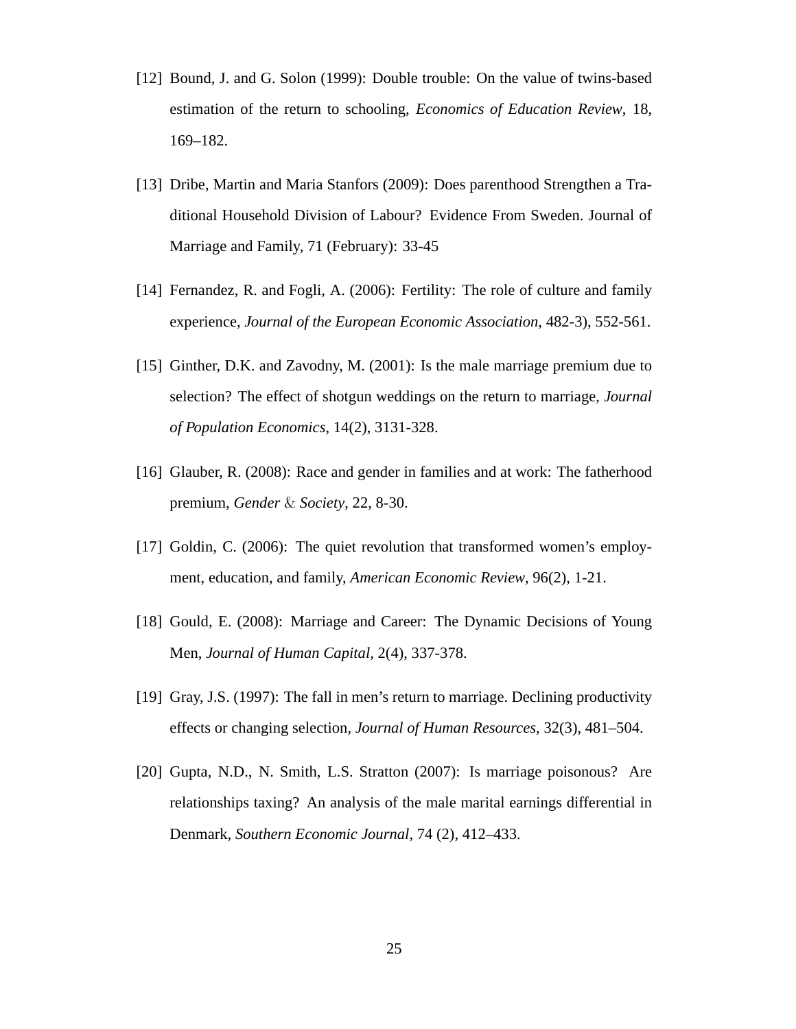[12] Bound, J. and G. Solon (1999): Double trouble: On the value of twins-based estimation of the return to schooling, *Economics of Education Review*, 18, 169–182.

[13] Dribe, Martin and Maria Stanfors (2009): Does parenthood Strengthen a Traditional Household Division of Labour? Evidence From Sweden. Journal of Marriage and Family, 71 (February): 33-45

[14] Fernandez, R. and Fogli, A. (2006): Fertility: The role of culture and family experience, *Journal of the European Economic Association*, 482-3), 552-561.

[15] Ginther, D.K. and Zavodny, M. (2001): Is the male marriage premium due to selection? The effect of shotgun weddings on the return to marriage, *Journal of Population Economics*, 14(2), 3131-328.

[16] Glauber, R. (2008): Race and gender in families and at work: The fatherhood premium, *Gender & Society*, 22, 8-30.

[17] Goldin, C. (2006): The quiet revolution that transformed women's employment, education, and family, *American Economic Review*, 96(2), 1-21.

[18] Gould, E. (2008): Marriage and Career: The Dynamic Decisions of Young Men, *Journal of Human Capital*, 2(4), 337-378.

[19] Gray, J.S. (1997): The fall in men's return to marriage. Declining productivity effects or changing selection, *Journal of Human Resources*, 32(3), 481–504.

[20] Gupta, N.D., N. Smith, L.S. Stratton (2007): Is marriage poisonous? Are relationships taxing? An analysis of the male marital earnings differential in Denmark, *Southern Economic Journal*, 74 (2), 412–433.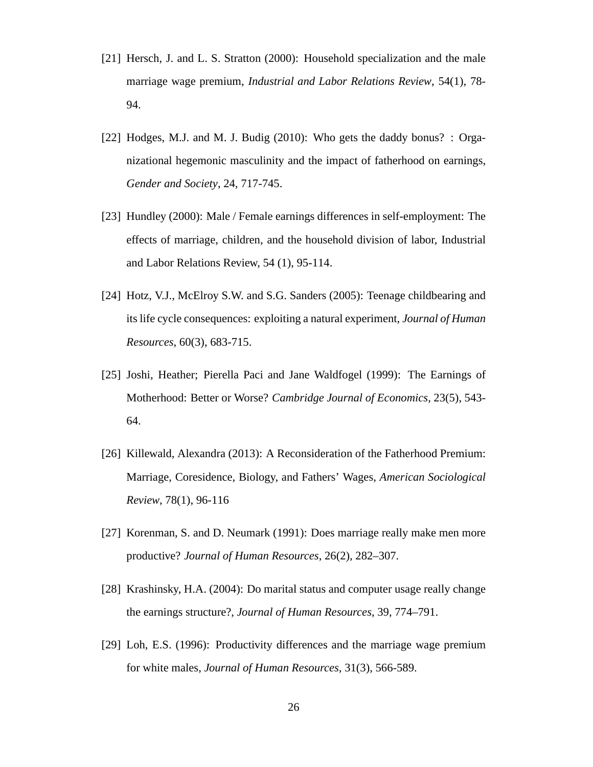[21] Hersch, J. and L. S. Stratton (2000): Household specialization and the male marriage wage premium, *Industrial and Labor Relations Review*, 54(1), 78-94.

[22] Hodges, M.J. and M. J. Budig (2010): Who gets the daddy bonus? : Organizational hegemonic masculinity and the impact of fatherhood on earnings, *Gender and Society*, 24, 717-745.

[23] Hundley (2000): Male / Female earnings differences in self-employment: The effects of marriage, children, and the household division of labor, Industrial and Labor Relations Review, 54 (1), 95-114.

[24] Hotz, V.J., McElroy S.W. and S.G. Sanders (2005): Teenage childbearing and its life cycle consequences: exploiting a natural experiment, *Journal of Human Resources*, 60(3), 683-715.

[25] Joshi, Heather; Pierella Paci and Jane Waldfogel (1999): The Earnings of Motherhood: Better or Worse? *Cambridge Journal of Economics*, 23(5), 543-64.

[26] Killewald, Alexandra (2013): A Reconsideration of the Fatherhood Premium: Marriage, Coresidence, Biology, and Fathers' Wages, *American Sociological Review*, 78(1), 96-116

[27] Korenman, S. and D. Neumark (1991): Does marriage really make men more productive? *Journal of Human Resources*, 26(2), 282–307.

[28] Krashinsky, H.A. (2004): Do marital status and computer usage really change the earnings structure?, *Journal of Human Resources*, 39, 774–791.

[29] Loh, E.S. (1996): Productivity differences and the marriage wage premium for white males, *Journal of Human Resources*, 31(3), 566-589.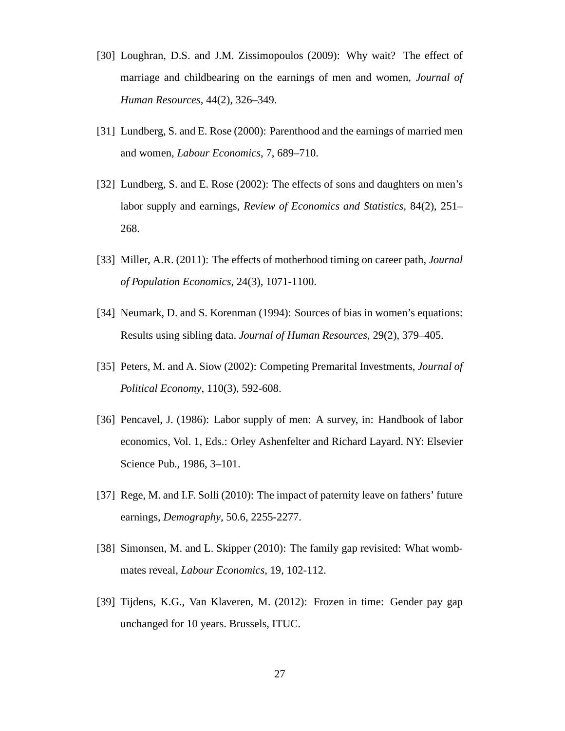[30] Loughran, D.S. and J.M. Zissimopoulos (2009): Why wait? The effect of marriage and childbearing on the earnings of men and women, *Journal of Human Resources*, 44(2), 326–349.

[31] Lundberg, S. and E. Rose (2000): Parenthood and the earnings of married men and women, *Labour Economics*, 7, 689–710.

[32] Lundberg, S. and E. Rose (2002): The effects of sons and daughters on men's labor supply and earnings, *Review of Economics and Statistics*, 84(2), 251–268.

[33] Miller, A.R. (2011): The effects of motherhood timing on career path, *Journal of Population Economics*, 24(3), 1071-1100.

[34] Neumark, D. and S. Korenman (1994): Sources of bias in women's equations: Results using sibling data. *Journal of Human Resources*, 29(2), 379–405.

[35] Peters, M. and A. Siow (2002): Competing Premarital Investments, *Journal of Political Economy*, 110(3), 592-608.

[36] Pencavel, J. (1986): Labor supply of men: A survey, in: Handbook of labor economics, Vol. 1, Eds.: Orley Ashenfelter and Richard Layard. NY: Elsevier Science Pub., 1986, 3–101.

[37] Rege, M. and I.F. Solli (2010): The impact of paternity leave on fathers' future earnings, *Demography*, 50.6, 2255-2277.

[38] Simonsen, M. and L. Skipper (2010): The family gap revisited: What wombmates reveal, *Labour Economics*, 19, 102-112.

[39] Tijdens, K.G., Van Klaveren, M. (2012): Frozen in time: Gender pay gap unchanged for 10 years. Brussels, ITUC.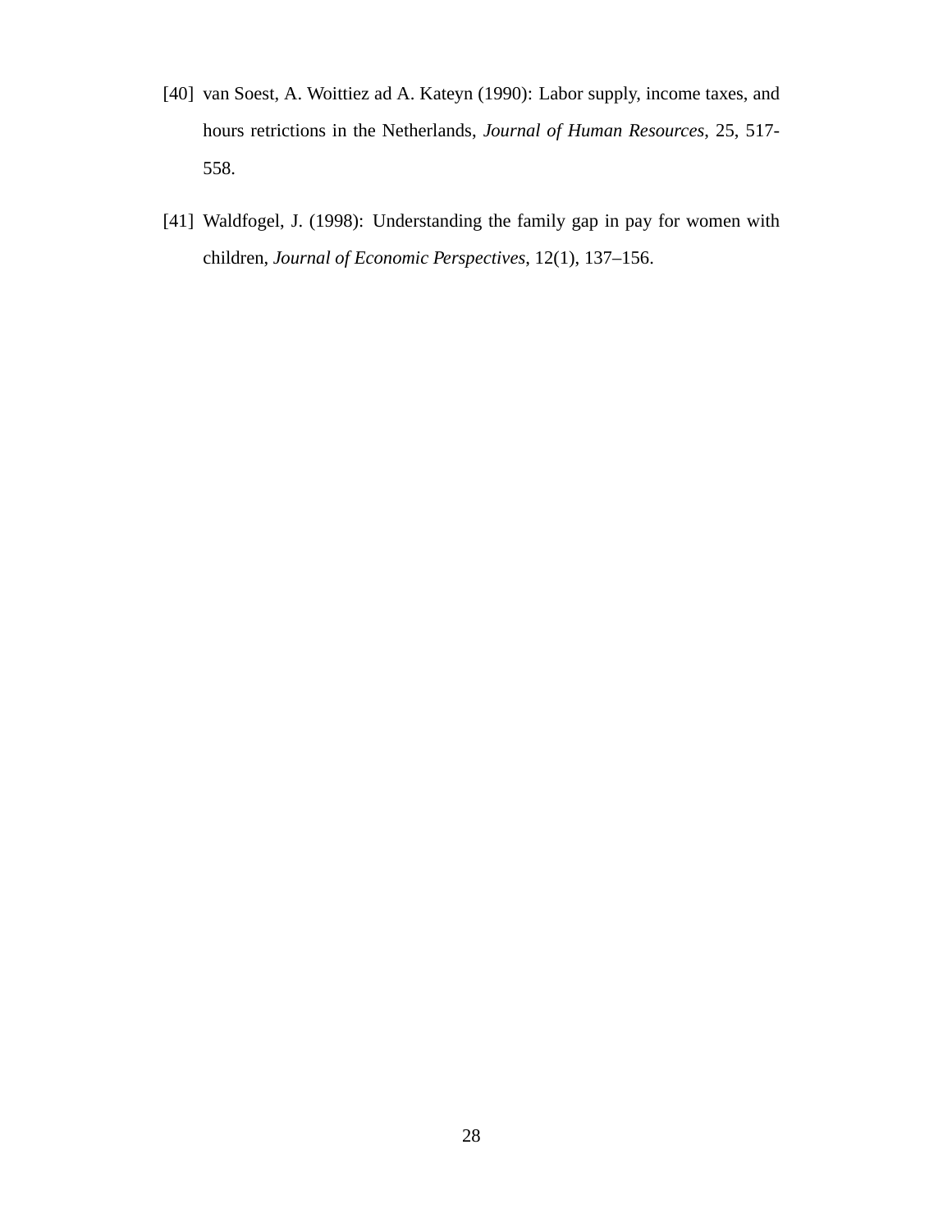[40] van Soest, A. Woittiez ad A. Kateyn (1990): Labor supply, income taxes, and hours retrictions in the Netherlands, *Journal of Human Resources*, 25, 517-558.

[41] Waldfogel, J. (1998): Understanding the family gap in pay for women with children, *Journal of Economic Perspectives*, 12(1), 137–156.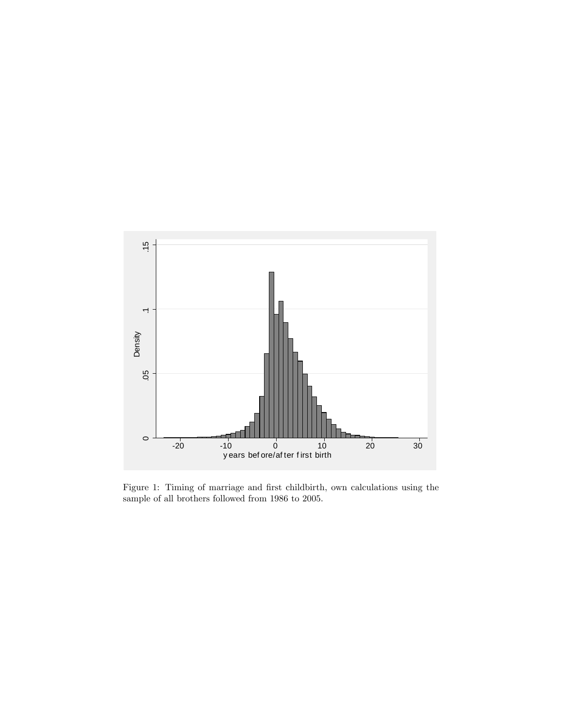Figure 1: Timing of marriage and first childbirth, own calculations using the sample of all brothers followed from 1986 to 2005.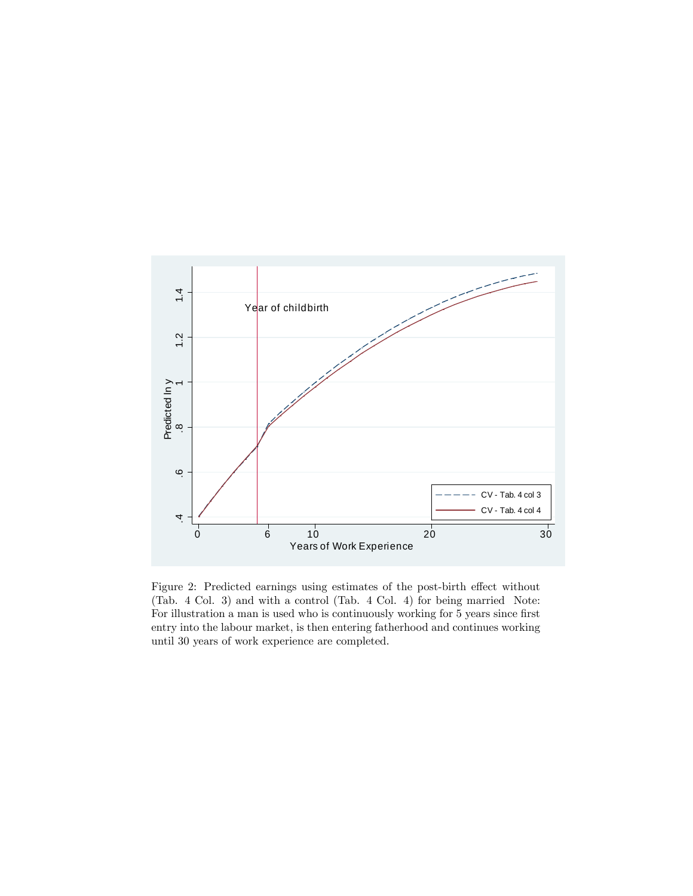Figure 2: Predicted earnings using estimates of the post-birth effect without (Tab. 4 Col. 3) and with a control (Tab. 4 Col. 4) for being married Note: For illustration a man is used who is continuously working for 5 years since first entry into the labour market, is then entering fatherhood and continues working until 30 years of work experience are completed.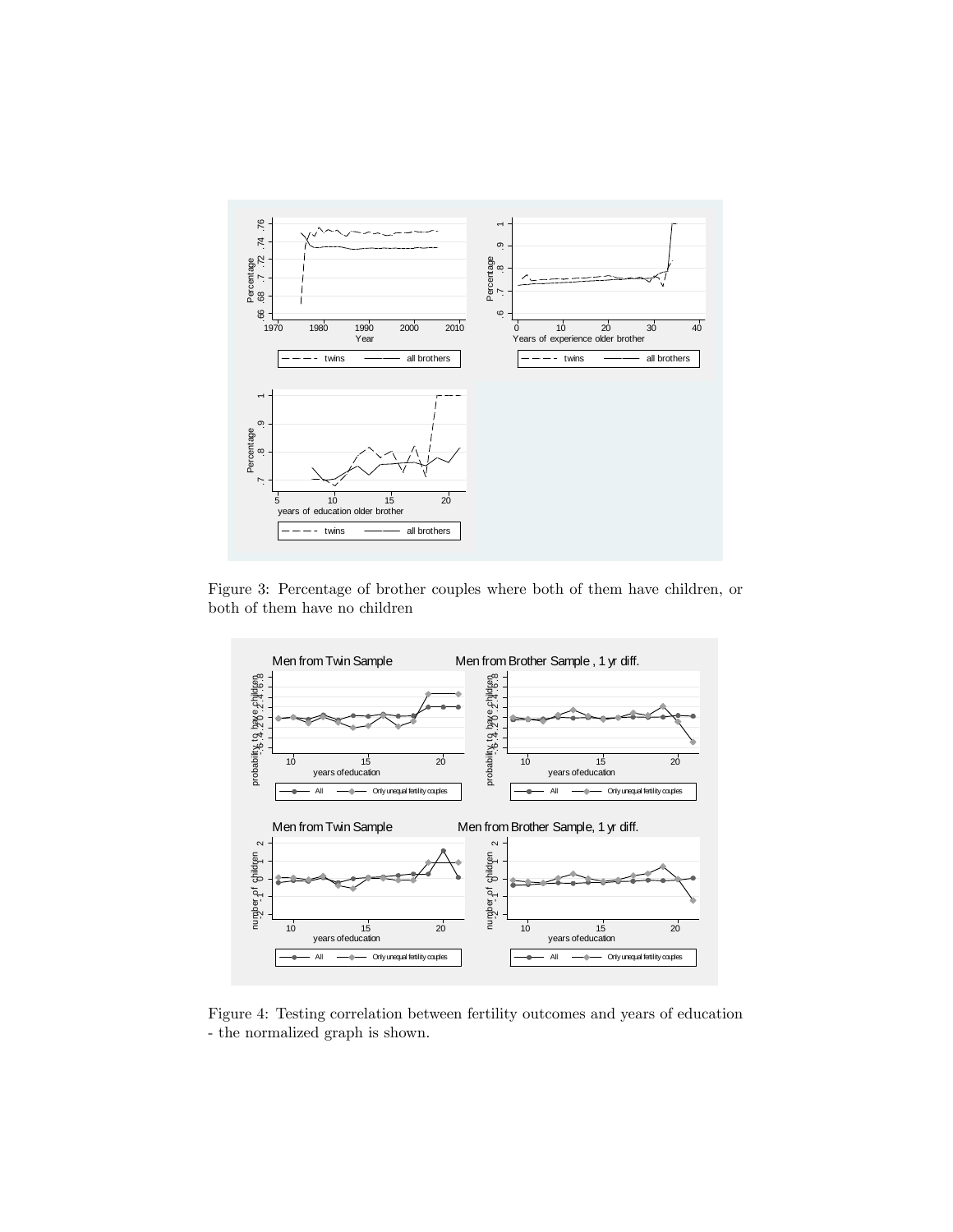Figure 3: Percentage of brother couples where both of them have children, or both of them have no children

Figure 4: Testing correlation between fertility outcomes and years of education - the normalized graph is shown.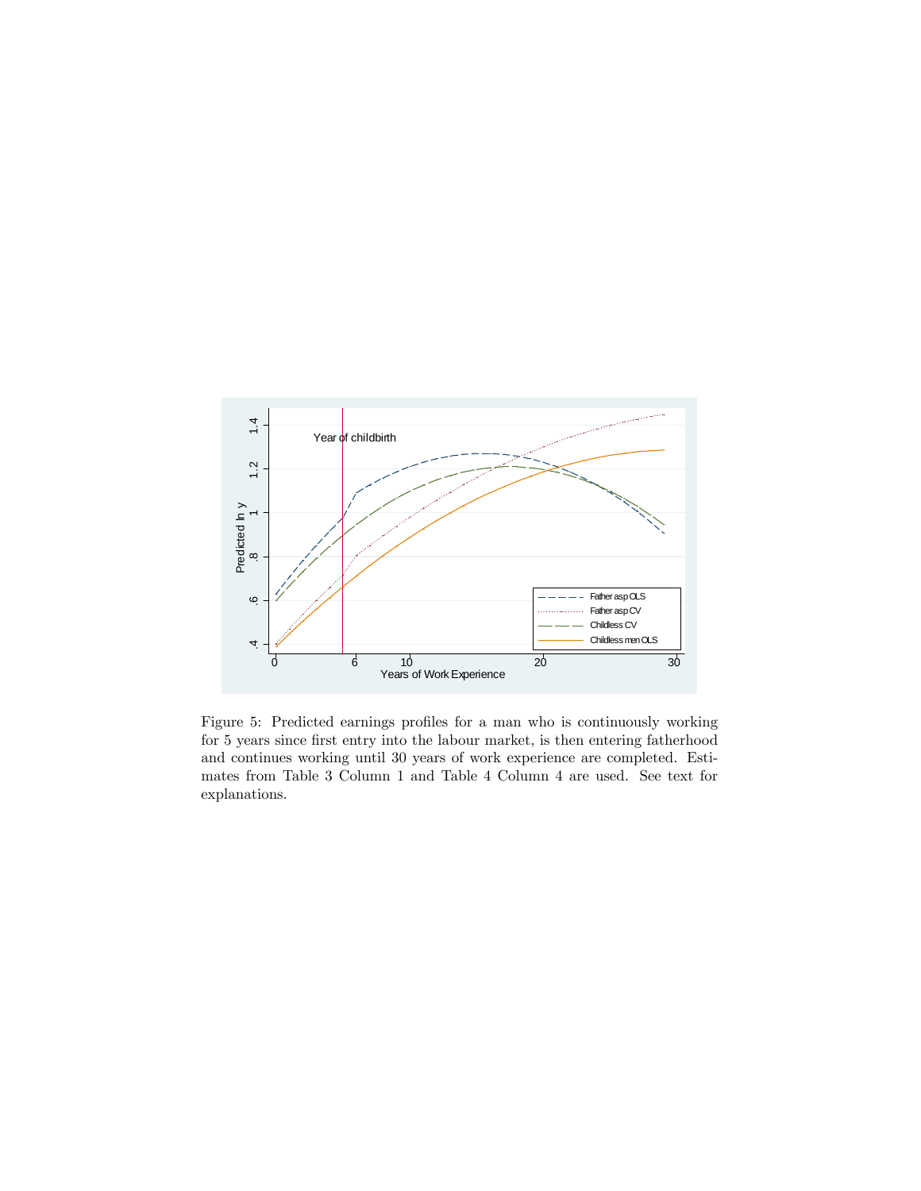Figure 5: Predicted earnings profiles for a man who is continuously working for 5 years since first entry into the labour market, is then entering fatherhood and continues working until 30 years of work experience are completed. Estimates from Table 3 Column 1 and Table 4 Column 4 are used. See text for explanations.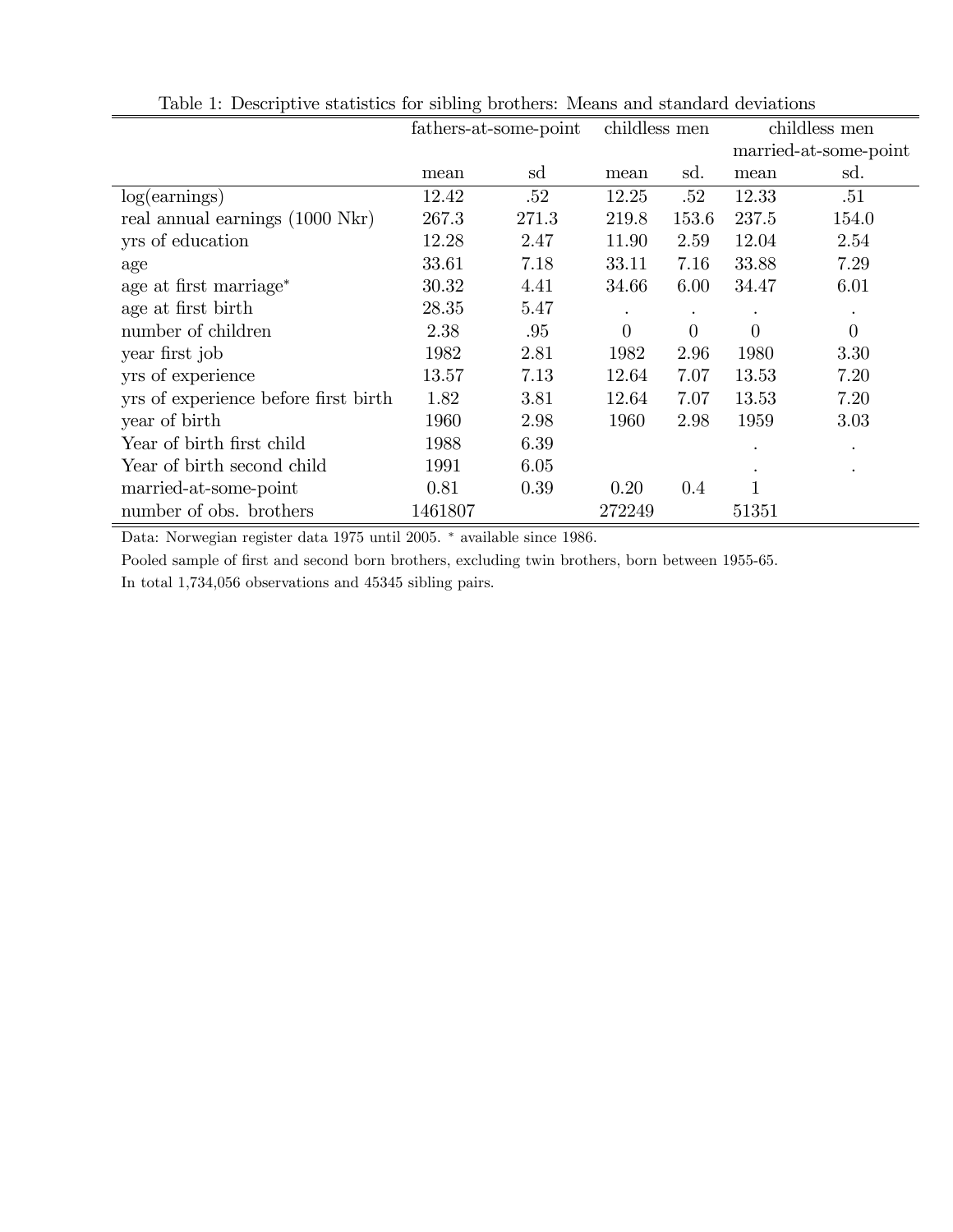Table 1: Descriptive statistics for sibling brothers: Means and standard deviations

| | fathers-at-some-point | | childless men | | childless men married-at-some-point | |
|---|---|---|---|---|---|---|
| | mean | sd | mean | sd. | mean | sd. |
| log(earnings) | 12.42 | .52 | 12.25 | .52 | 12.33 | .51 |
| real annual earnings (1000 Nkr) | 267.3 | 271.3 | 219.8 | 153.6 | 237.5 | 154.0 |
| yrs of education | 12.28 | 2.47 | 11.90 | 2.59 | 12.04 | 2.54 |
| age | 33.61 | 7.18 | 33.11 | 7.16 | 33.88 | 7.29 |
| age at first marriage* | 30.32 | 4.41 | 34.66 | 6.00 | 34.47 | 6.01 |
| age at first birth | 28.35 | 5.47 | . | . | . | . |
| number of children | 2.38 | .95 | 0 | 0 | 0 | 0 |
| year first job | 1982 | 2.81 | 1982 | 2.96 | 1980 | 3.30 |
| yrs of experience | 13.57 | 7.13 | 12.64 | 7.07 | 13.53 | 7.20 |
| yrs of experience before first birth | 1.82 | 3.81 | 12.64 | 7.07 | 13.53 | 7.20 |
| year of birth | 1960 | 2.98 | 1960 | 2.98 | 1959 | 3.03 |
| Year of birth first child | 1988 | 6.39 | | | . | . |
| Year of birth second child | 1991 | 6.05 | | | . | . |
| married-at-some-point | 0.81 | 0.39 | 0.20 | 0.4 | 1 | |
| number of obs. brothers | 1461807 | | 272249 | | 51351 | |

Data: Norwegian register data 1975 until 2005. * available since 1986.

Pooled sample of first and second born brothers, excluding twin brothers, born between 1955-65.

In total 1,734,056 observations and 45345 sibling pairs.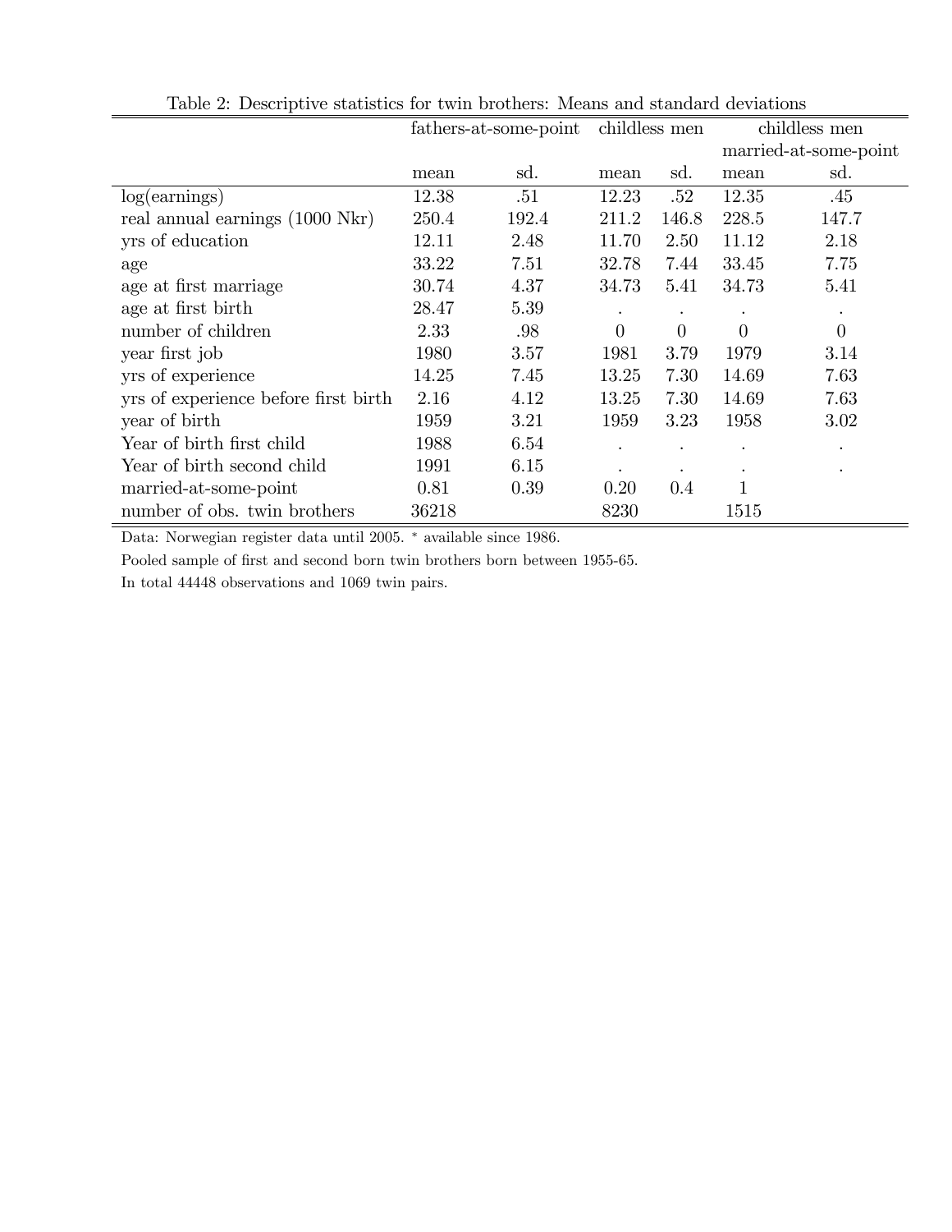Table 2: Descriptive statistics for twin brothers: Means and standard deviations

| | fathers-at-some-point | | childless men | | childless men married-at-some-point | |
|---|---|---|---|---|---|---|
| | mean | sd. | mean | sd. | mean | sd. |
| log(earnings) | 12.38 | .51 | 12.23 | .52 | 12.35 | .45 |
| real annual earnings (1000 Nkr) | 250.4 | 192.4 | 211.2 | 146.8 | 228.5 | 147.7 |
| yrs of education | 12.11 | 2.48 | 11.70 | 2.50 | 11.12 | 2.18 |
| age | 33.22 | 7.51 | 32.78 | 7.44 | 33.45 | 7.75 |
| age at first marriage | 30.74 | 4.37 | 34.73 | 5.41 | 34.73 | 5.41 |
| age at first birth | 28.47 | 5.39 | . | . | . | . |
| number of children | 2.33 | .98 | 0 | 0 | 0 | 0 |
| year first job | 1980 | 3.57 | 1981 | 3.79 | 1979 | 3.14 |
| yrs of experience | 14.25 | 7.45 | 13.25 | 7.30 | 14.69 | 7.63 |
| yrs of experience before first birth | 2.16 | 4.12 | 13.25 | 7.30 | 14.69 | 7.63 |
| year of birth | 1959 | 3.21 | 1959 | 3.23 | 1958 | 3.02 |
| Year of birth first child | 1988 | 6.54 | . | . | . | . |
| Year of birth second child | 1991 | 6.15 | . | . | . | . |
| married-at-some-point | 0.81 | 0.39 | 0.20 | 0.4 | 1 | |
| number of obs. twin brothers | 36218 | | 8230 | | 1515 | |

Data: Norwegian register data until 2005. * available since 1986.

Pooled sample of first and second born twin brothers born between 1955-65.

In total 44448 observations and 1069 twin pairs.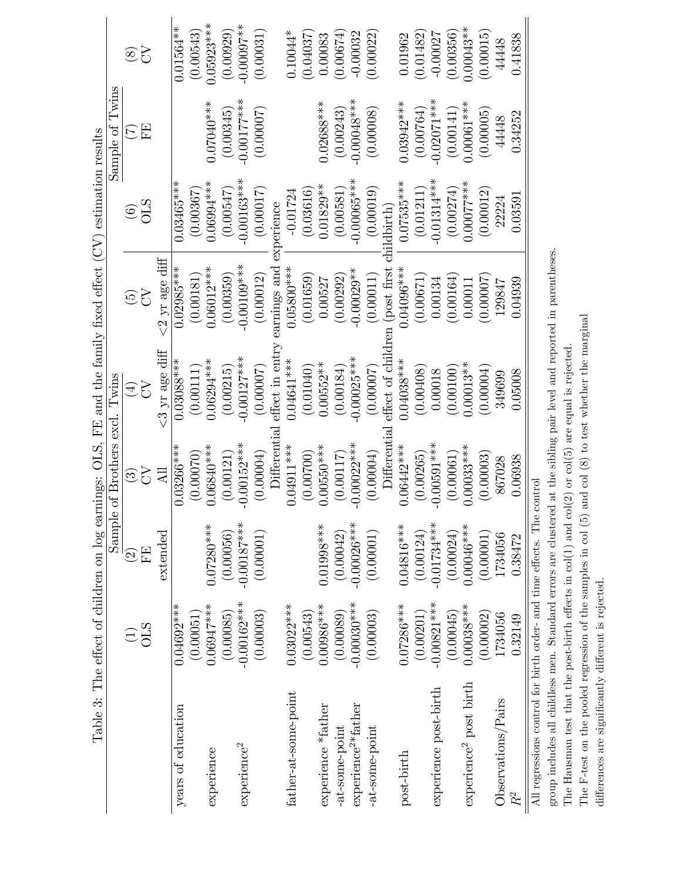Table 3: The effect of children on log earnings: OLS, FE and the family fixed effect (CV) estimation results

| | | Sample of Brothers excl. Twins | | | | Sample of Twins | | |
|---|---|---|---|---|---|---|---|---|
| | (1) | (2) | (3) | (4) | (5) | (6) | (7) | (8) |
| | OLS | FE | CV | CV | CV | OLS | FE | CV |
| | | extended | All | <3 yr age diff | <2 yr age diff | | | |
| years of education | 0.04692*** | | 0.03266*** | 0.03088*** | 0.02985*** | 0.03465*** | | 0.01564** |
| | (0.00051) | | (0.00070) | (0.00111) | (0.00181) | (0.00367) | | (0.00543) |
| experience | 0.06947*** | 0.07280*** | 0.06840*** | 0.06294*** | 0.06012*** | 0.06994*** | 0.07040*** | 0.05923*** |
| | (0.00085) | (0.00056) | (0.00121) | (0.00215) | (0.00359) | (0.00547) | (0.00345) | (0.00929) |
| experience$^2$ | -0.00162*** | -0.00187*** | -0.00152*** | -0.00127*** | -0.00109*** | -0.00163*** | -0.00177*** | -0.00097** |
| | (0.00003) | (0.00001) | (0.00004) | (0.00007) | (0.00012) | (0.00017) | (0.00007) | (0.00031) |
| | | | Differential effect in entry earnings and experience | | | | | |
| father-at-some-point | 0.03022*** | | 0.04911*** | 0.04641*** | 0.05800*** | -0.01724 | | 0.10044* |
| | (0.00543) | | (0.00700) | (0.01040) | (0.01659) | (0.03616) | | (0.04037) |
| experience *father -at-some-point | 0.00986*** | 0.01998*** | 0.00550*** | 0.00552** | 0.00527 | 0.01829** | 0.02688*** | 0.00083 |
| | (0.00089) | (0.00042) | (0.00117) | (0.00184) | (0.00292) | (0.00581) | (0.00243) | (0.00674) |
| experience$^2$*father -at-some-point | -0.00030*** | -0.00026*** | -0.00022*** | -0.00025*** | -0.00029** | -0.00065*** | -0.00048*** | -0.00032 |
| | (0.00003) | (0.00001) | (0.00004) | (0.00007) | (0.00011) | (0.00019) | (0.00008) | (0.00022) |
| | | | Differential effect of children (post first childbirth) | | | | | |
| post-birth | 0.07286*** | 0.04816*** | 0.06442*** | 0.04038*** | 0.04096*** | 0.07535*** | 0.03942*** | 0.01962 |
| | (0.00201) | (0.00124) | (0.00265) | (0.00408) | (0.00671) | (0.01211) | (0.00764) | (0.01482) |
| experience post-birth | -0.00821*** | -0.01734*** | -0.00591*** | 0.00018 | 0.00134 | -0.01314*** | -0.02071*** | -0.00027 |
| | (0.00045) | (0.00024) | (0.00061) | (0.00100) | (0.00164) | (0.00274) | (0.00141) | (0.00356) |
| experience$^2$ post birth | 0.00038*** | 0.00046*** | 0.00033*** | 0.00013** | 0.00011 | 0.00077*** | 0.00061*** | 0.00043** |
| | (0.00002) | (0.00001) | (0.00003) | (0.00004) | (0.00007) | (0.00012) | (0.00005) | (0.00015) |
| Observations/Pairs | 1734056 | 1734056 | 867028 | 349699 | 129847 | 22224 | 44448 | 44448 |
| $R^2$ | 0.32149 | 0.38472 | 0.06938 | 0.05008 | 0.04939 | 0.03591 | 0.34252 | 0.41838 |

All regressions control for birth order- and time effects. The control group includes all childless men. Standard errors are clustered at the sibling pair level and reported in parentheses.
The Hausman test that the post-birth effects in col(1) and col(2) or col(5) are equal is rejected.
The F-test on the pooled regression of the samples in col (5) and col (8) to test whether the marginal differences are significantly different is rejected.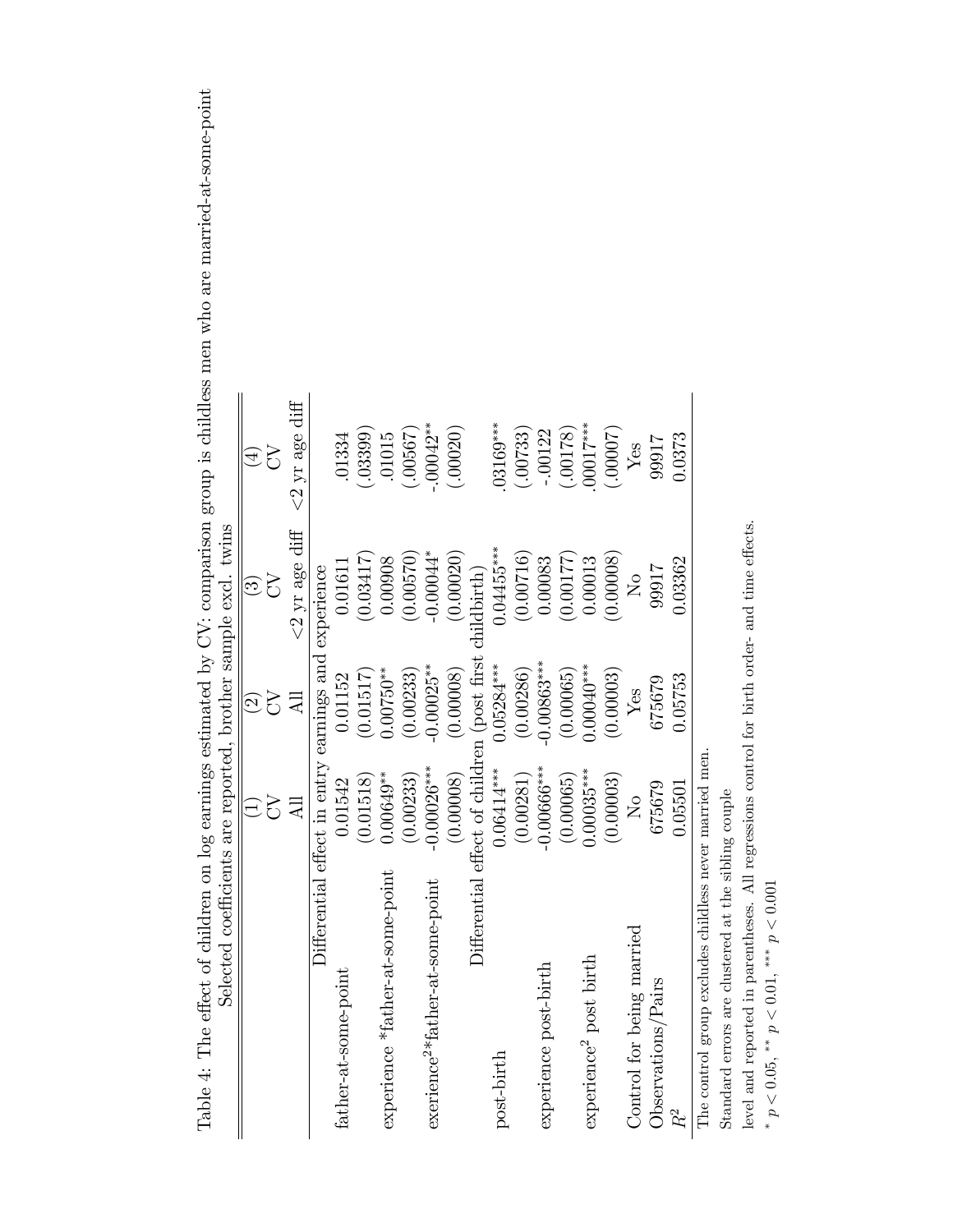Table 4: The effect of children on log earnings estimated by CV: comparison group is childless men who are married-at-some-point
Selected coefficients are reported, brother sample excl. twins

| | (1) CV All | (2) CV All | (3) CV <2 yr age diff | (4) CV <2 yr age diff |
|---|---|---|---|---|
| Differential effect in entry earnings and experience | | | | |
| father-at-some-point | 0.01542 | 0.01152 | 0.01611 | .01334 |
| | (0.01518) | (0.01517) | (0.03417) | (.03399) |
| experience *father-at-some-point | 0.00649** | 0.00750** | 0.00908 | .01015 |
| | (0.00233) | (0.00233) | (0.00570) | (.00567) |
| exerience$^2$*father-at-some-point | -0.00026*** | -0.00025** | -0.00044* | -.00042** |
| | (0.00008) | (0.00008) | (0.00020) | (.00020) |
| Differential effect of children (post first childbirth) | | | | |
| post-birth | 0.06414*** | 0.05284*** | 0.04455*** | .03169*** |
| | (0.00281) | (0.00286) | (0.00716) | (.00733) |
| experience post-birth | -0.00666*** | -0.00863*** | 0.00083 | -.00122 |
| | (0.00065) | (0.00065) | (0.00177) | (.00178) |
| experience$^2$ post birth | 0.00035*** | 0.00040*** | 0.00013 | .00017*** |
| | (0.00003) | (0.00003) | (0.00008) | (.00007) |
| Control for being married | No | Yes | No | Yes |
| Observations/Pairs | 675679 | 675679 | 99917 | 99917 |
| $R^2$ | 0.05501 | 0.05753 | 0.03362 | 0.0373 |

The control group excludes childless never married men.

Standard errors are clustered at the sibling couple

level and reported in parentheses. All regressions control for birth order- and time effects.

* $p < 0.05$, ** $p < 0.01$, *** $p < 0.001$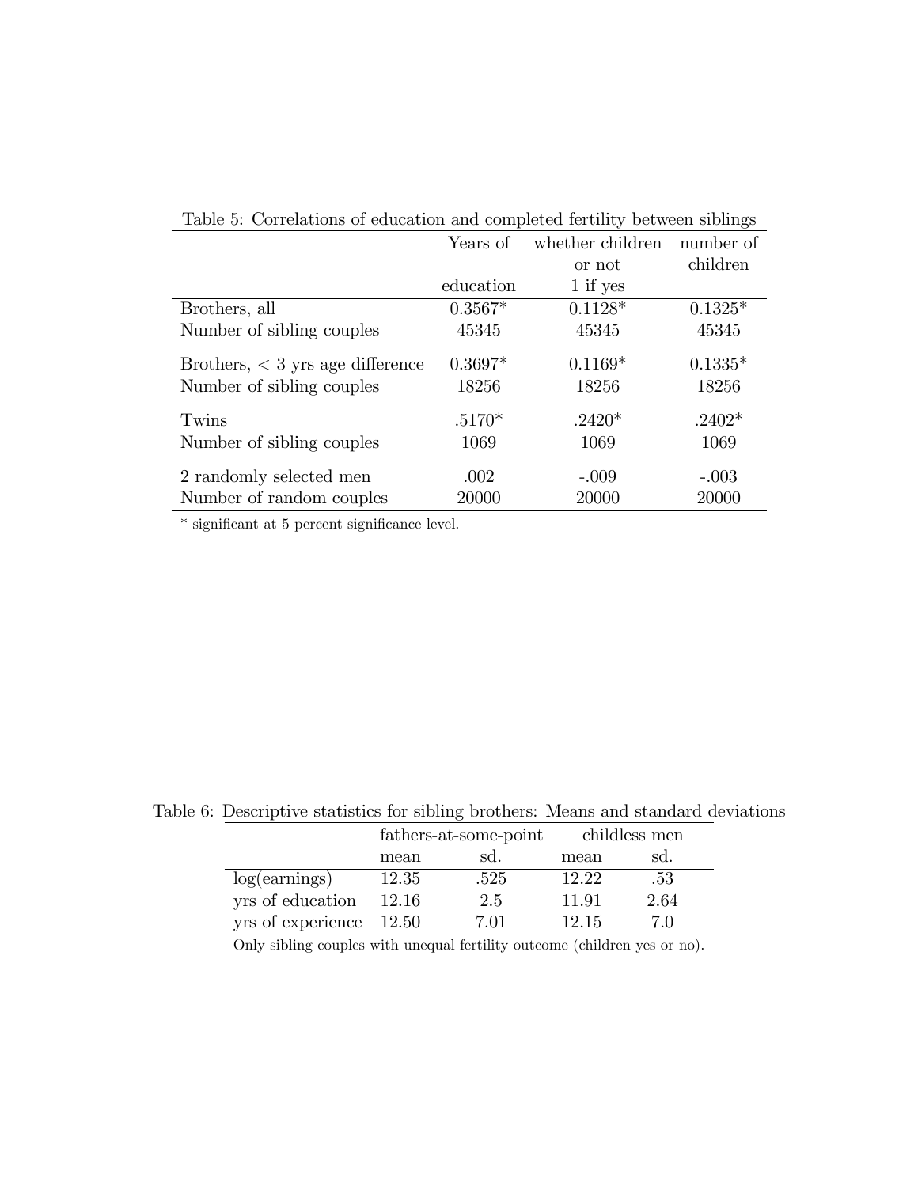Table 5: Correlations of education and completed fertility between siblings

| | Years of education | whether children or not 1 if yes | number of children |
|---|---|---|---|
| Brothers, all | 0.3567* | 0.1128* | 0.1325* |
| Number of sibling couples | 45345 | 45345 | 45345 |
| Brothers, < 3 yrs age difference | 0.3697* | 0.1169* | 0.1335* |
| Number of sibling couples | 18256 | 18256 | 18256 |
| Twins | .5170* | .2420* | .2402* |
| Number of sibling couples | 1069 | 1069 | 1069 |
| 2 randomly selected men | .002 | -.009 | -.003 |
| Number of random couples | 20000 | 20000 | 20000 |

* significant at 5 percent significance level.

Table 6: Descriptive statistics for sibling brothers: Means and standard deviations

| | fathers-at-some-point | | childless men | |
|---|---|---|---|---|
| | mean | sd. | mean | sd. |
| log(earnings) | 12.35 | .525 | 12.22 | .53 |
| yrs of education | 12.16 | 2.5 | 11.91 | 2.64 |
| yrs of experience | 12.50 | 7.01 | 12.15 | 7.0 |

Only sibling couples with unequal fertility outcome (children yes or no).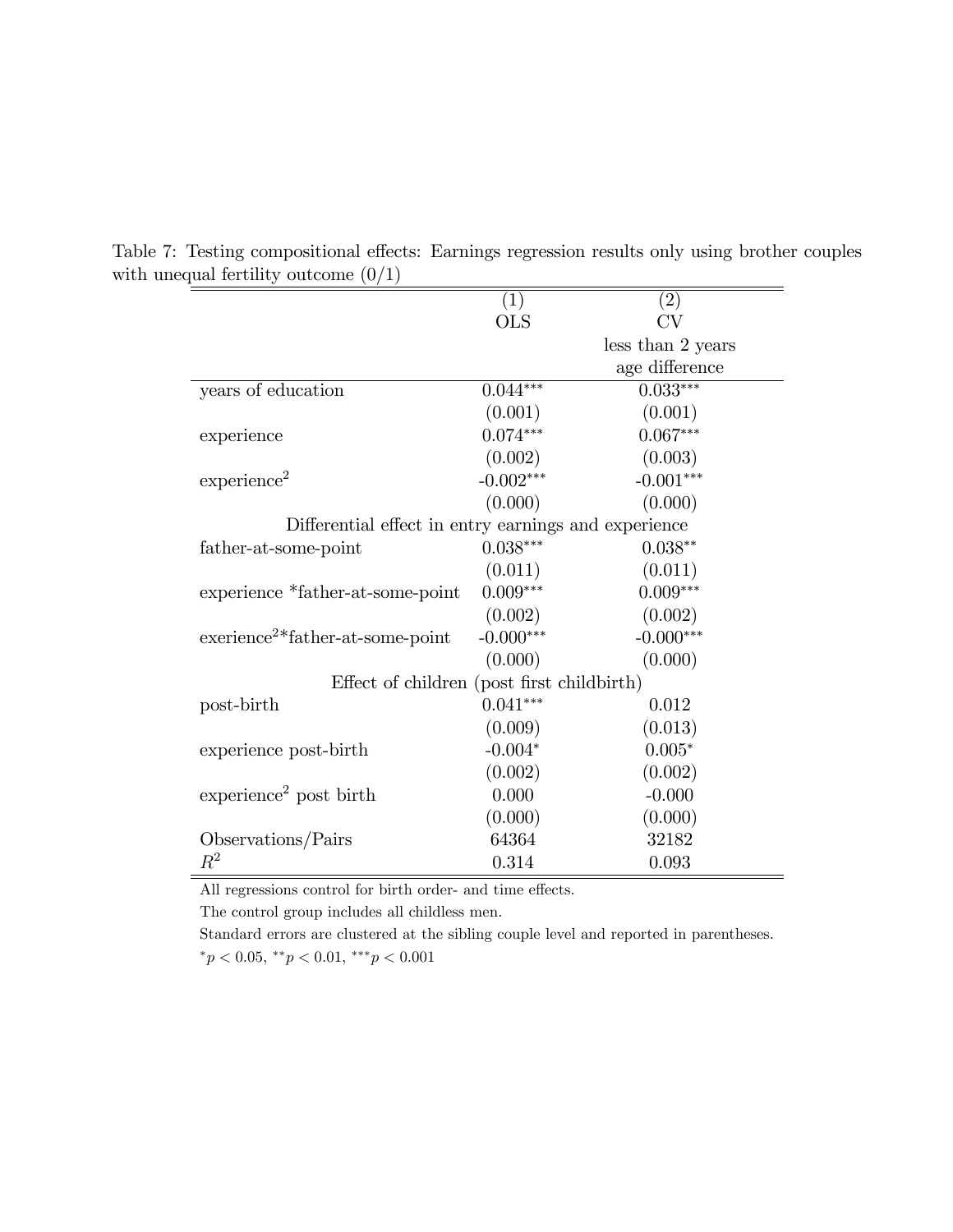Table 7: Testing compositional effects: Earnings regression results only using brother couples with unequal fertility outcome (0/1)

| | (1) | (2) |
|---|---|---|
| | OLS | CV |
| | | less than 2 years age difference |
| years of education | 0.044*** | 0.033*** |
| | (0.001) | (0.001) |
| experience | 0.074*** | 0.067*** |
| | (0.002) | (0.003) |
| experience$^2$ | -0.002*** | -0.001*** |
| | (0.000) | (0.000) |
| Differential effect in entry earnings and experience | | |
| father-at-some-point | 0.038*** | 0.038** |
| | (0.011) | (0.011) |
| experience *father-at-some-point | 0.009*** | 0.009*** |
| | (0.002) | (0.002) |
| exerience$^2$*father-at-some-point | -0.000*** | -0.000*** |
| | (0.000) | (0.000) |
| Effect of children (post first childbirth) | | |
| post-birth | 0.041*** | 0.012 |
| | (0.009) | (0.013) |
| experience post-birth | -0.004* | 0.005* |
| | (0.002) | (0.002) |
| experience$^2$ post birth | 0.000 | -0.000 |
| | (0.000) | (0.000) |
| Observations/Pairs | 64364 | 32182 |
| $R^2$ | 0.314 | 0.093 |

All regressions control for birth order- and time effects.

The control group includes all childless men.

Standard errors are clustered at the sibling couple level and reported in parentheses.

$^{*}p < 0.05$, $^{**}p < 0.01$, $^{***}p < 0.001$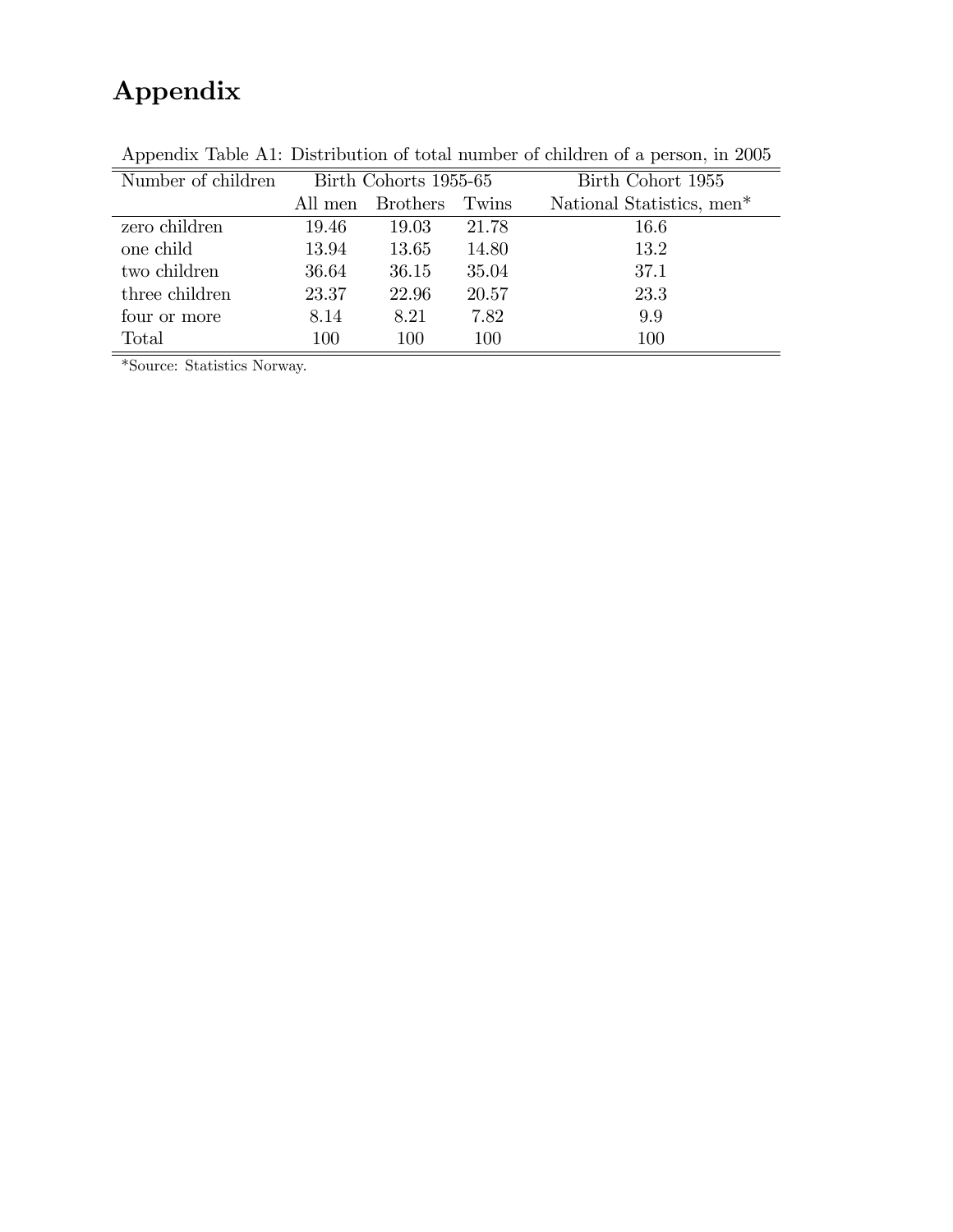# Appendix

Appendix Table A1: Distribution of total number of children of a person, in 2005

| Number of children | Birth Cohorts 1955-65 | | | Birth Cohort 1955 |
|---|---|---|---|---|
| | All men | Brothers | Twins | National Statistics, men* |
| zero children | 19.46 | 19.03 | 21.78 | 16.6 |
| one child | 13.94 | 13.65 | 14.80 | 13.2 |
| two children | 36.64 | 36.15 | 35.04 | 37.1 |
| three children | 23.37 | 22.96 | 20.57 | 23.3 |
| four or more | 8.14 | 8.21 | 7.82 | 9.9 |
| Total | 100 | 100 | 100 | 100 |

*Source: Statistics Norway.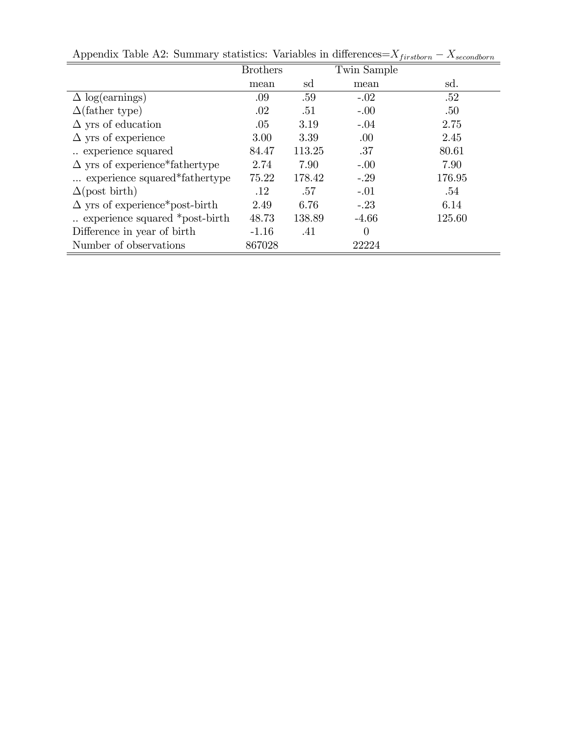Appendix Table A2: Summary statistics: Variables in differences=$X_{firstborn} - X_{secondborn}$

| | Brothers | | Twin Sample | |
|---|---|---|---|---|
| | mean | sd | mean | sd. |
| Δ log(earnings) | .09 | .59 | -.02 | .52 |
| Δ(father type) | .02 | .51 | -.00 | .50 |
| Δ yrs of education | .05 | 3.19 | -.04 | 2.75 |
| Δ yrs of experience | 3.00 | 3.39 | .00 | 2.45 |
| .. experience squared | 84.47 | 113.25 | .37 | 80.61 |
| Δ yrs of experience*fathertype | 2.74 | 7.90 | -.00 | 7.90 |
| ... experience squared*fathertype | 75.22 | 178.42 | -.29 | 176.95 |
| Δ(post birth) | .12 | .57 | -.01 | .54 |
| Δ yrs of experience*post-birth | 2.49 | 6.76 | -.23 | 6.14 |
| .. experience squared *post-birth | 48.73 | 138.89 | -4.66 | 125.60 |
| Difference in year of birth | -1.16 | .41 | 0 | |
| Number of observations | 867028 | | 22224 | |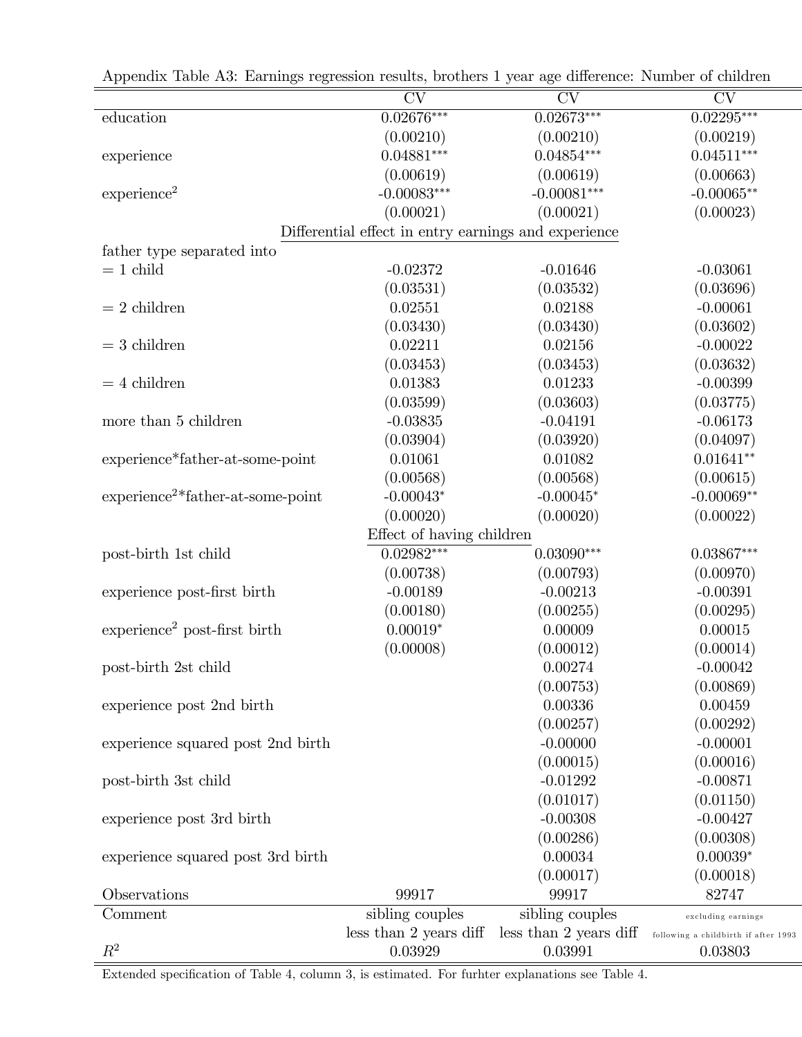Appendix Table A3: Earnings regression results, brothers 1 year age difference: Number of children

| | CV | CV | CV |
|---|---|---|---|
| education | 0.02676*** | 0.02673*** | 0.02295*** |
| | (0.00210) | (0.00210) | (0.00219) |
| experience | 0.04881*** | 0.04854*** | 0.04511*** |
| | (0.00619) | (0.00619) | (0.00663) |
| experience$^2$ | -0.00083*** | -0.00081*** | -0.00065** |
| | (0.00021) | (0.00021) | (0.00023) |
| Differential effect in entry earnings and experience | | | |
| father type separated into | | | |
| = 1 child | -0.02372 | -0.01646 | -0.03061 |
| | (0.03531) | (0.03532) | (0.03696) |
| = 2 children | 0.02551 | 0.02188 | -0.00061 |
| | (0.03430) | (0.03430) | (0.03602) |
| = 3 children | 0.02211 | 0.02156 | -0.00022 |
| | (0.03453) | (0.03453) | (0.03632) |
| = 4 children | 0.01383 | 0.01233 | -0.00399 |
| | (0.03599) | (0.03603) | (0.03775) |
| more than 5 children | -0.03835 | -0.04191 | -0.06173 |
| | (0.03904) | (0.03920) | (0.04097) |
| experience*father-at-some-point | 0.01061 | 0.01082 | 0.01641** |
| | (0.00568) | (0.00568) | (0.00615) |
| experience$^2$*father-at-some-point | -0.00043* | -0.00045* | -0.00069** |
| | (0.00020) | (0.00020) | (0.00022) |
| Effect of having children | | | |
| post-birth 1st child | 0.02982*** | 0.03090*** | 0.03867*** |
| | (0.00738) | (0.00793) | (0.00970) |
| experience post-first birth | -0.00189 | -0.00213 | -0.00391 |
| | (0.00180) | (0.00255) | (0.00295) |
| experience$^2$ post-first birth | 0.00019* | 0.00009 | 0.00015 |
| | (0.00008) | (0.00012) | (0.00014) |
| post-birth 2st child | | 0.00274 | -0.00042 |
| | | (0.00753) | (0.00869) |
| experience post 2nd birth | | 0.00336 | 0.00459 |
| | | (0.00257) | (0.00292) |
| experience squared post 2nd birth | | -0.00000 | -0.00001 |
| | | (0.00015) | (0.00016) |
| post-birth 3st child | | -0.01292 | -0.00871 |
| | | (0.01017) | (0.01150) |
| experience post 3rd birth | | -0.00308 | -0.00427 |
| | | (0.00286) | (0.00308) |
| experience squared post 3rd birth | | 0.00034 | 0.00039* |
| | | (0.00017) | (0.00018) |
| Observations | 99917 | 99917 | 82747 |
| Comment | sibling couples less than 2 years diff | sibling couples less than 2 years diff | excluding earnings following a childbirth if after 1993 |
| $R^2$ | 0.03929 | 0.03991 | 0.03803 |

Extended specification of Table 4, column 3, is estimated. For furhter explanations see Table 4.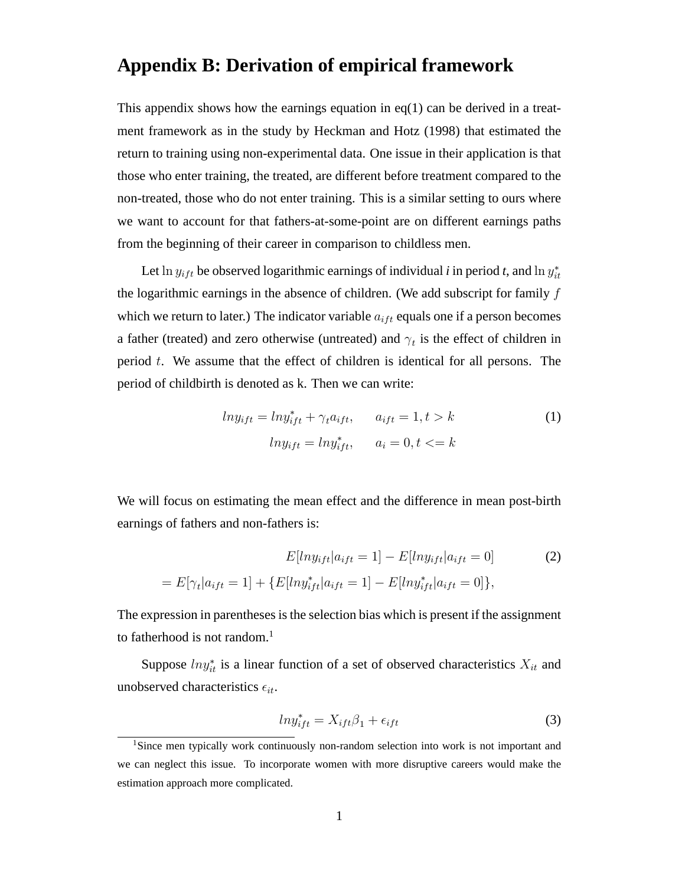# Appendix B: Derivation of empirical framework

This appendix shows how the earnings equation in eq(1) can be derived in a treatment framework as in the study by Heckman and Hotz (1998) that estimated the return to training using non-experimental data. One issue in their application is that those who enter training, the treated, are different before treatment compared to the non-treated, those who do not enter training. This is a similar setting to ours where we want to account for that fathers-at-some-point are on different earnings paths from the beginning of their career in comparison to childless men.

Let $\ln y_{ift}$ be observed logarithmic earnings of individual *i* in period *t*, and $\ln y^*_{it}$ the logarithmic earnings in the absence of children. (We add subscript for family $f$ which we return to later.) The indicator variable $a_{ift}$ equals one if a person becomes a father (treated) and zero otherwise (untreated) and $\gamma_t$ is the effect of children in period $t$. We assume that the effect of children is identical for all persons. The period of childbirth is denoted as k. Then we can write:

$$
\begin{aligned}
lny_{ift} &= lny^*_{ift} + \gamma_t a_{ift}, \qquad a_{ift} = 1, t > k \\
lny_{ift} &= lny^*_{ift}, \qquad a_i = 0, t <= k
\end{aligned}
\tag{1}
$$

We will focus on estimating the mean effect and the difference in mean post-birth earnings of fathers and non-fathers is:

$$
\begin{aligned}
& E[lny_{ift}|a_{ift} = 1] - E[lny_{ift}|a_{ift} = 0] \\
&= E[\gamma_t|a_{ift} = 1] + \{E[lny^*_{ift}|a_{ift} = 1] - E[lny^*_{ift}|a_{ift} = 0]\},
\end{aligned}
\tag{2}
$$

The expression in parentheses is the selection bias which is present if the assignment to fatherhood is not random.[1]

Suppose $lny^*_{it}$ is a linear function of a set of observed characteristics $X_{it}$ and unobserved characteristics $\epsilon_{it}$.

$$
lny^*_{ift} = X_{ift}\beta_1 + \epsilon_{ift} \tag{3}
$$

[1] Since men typically work continuously non-random selection into work is not important and we can neglect this issue. To incorporate women with more disruptive careers would make the estimation approach more complicated.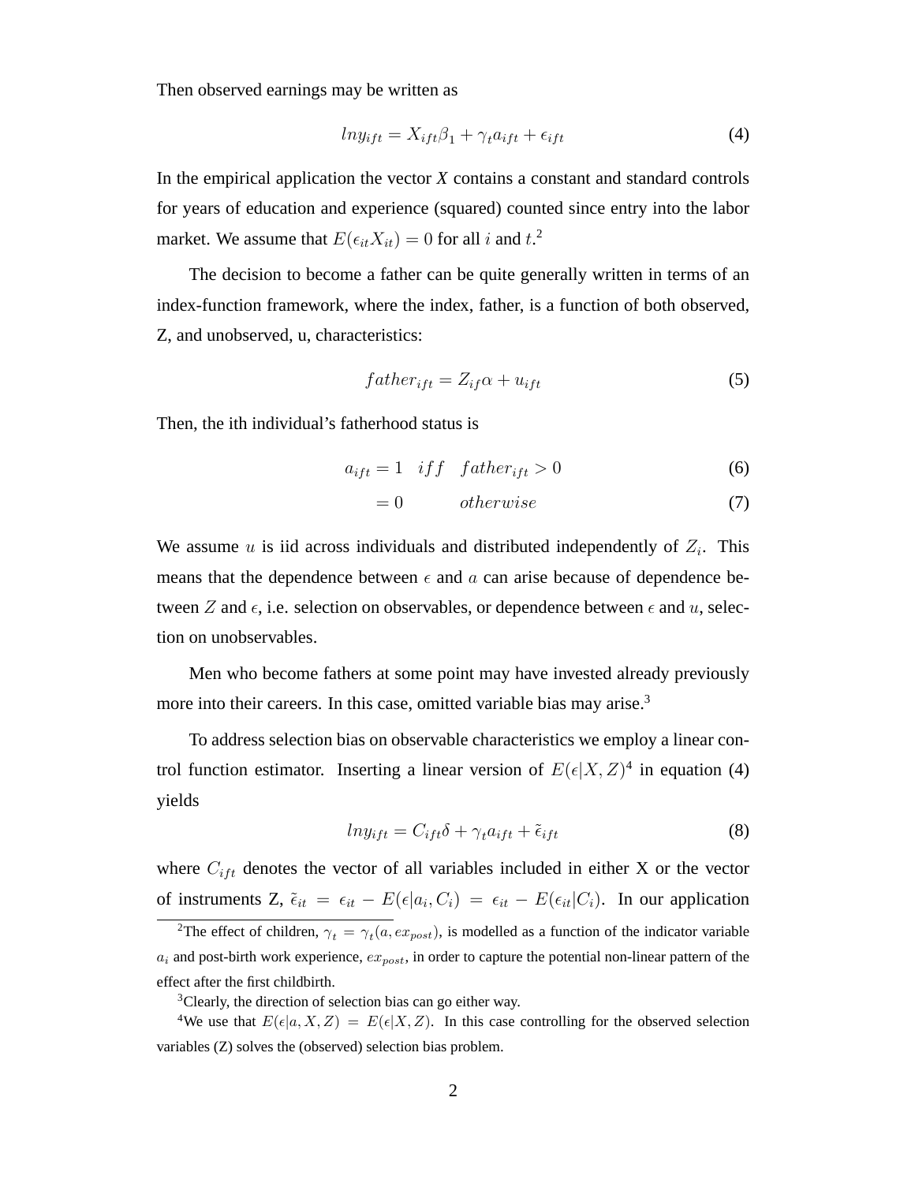Then observed earnings may be written as

$$lny_{ift} = X_{ift}\beta_1 + \gamma_t a_{ift} + \epsilon_{ift} \tag{4}$$

In the empirical application the vector *X* contains a constant and standard controls for years of education and experience (squared) counted since entry into the labor market. We assume that $E(\epsilon_{it}X_{it}) = 0$ for all $i$ and $t$.[2]

The decision to become a father can be quite generally written in terms of an index-function framework, where the index, father, is a function of both observed, Z, and unobserved, u, characteristics:

$$father_{ift} = Z_{if}\alpha + u_{ift} \tag{5}$$

Then, the ith individual's fatherhood status is

$$a_{ift} = 1 \quad iff \quad father_{ift} > 0 \tag{6}$$

$$= 0 \qquad otherwise \tag{7}$$

We assume $u$ is iid across individuals and distributed independently of $Z_i$. This means that the dependence between $\epsilon$ and $a$ can arise because of dependence between $Z$ and $\epsilon$, i.e. selection on observables, or dependence between $\epsilon$ and $u$, selection on unobservables.

Men who become fathers at some point may have invested already previously more into their careers. In this case, omitted variable bias may arise.[3]

To address selection bias on observable characteristics we employ a linear control function estimator. Inserting a linear version of $E(\epsilon|X, Z)$[4] in equation (4) yields

$$lny_{ift} = C_{ift}\delta + \gamma_t a_{ift} + \tilde{\epsilon}_{ift} \tag{8}$$

where $C_{ift}$ denotes the vector of all variables included in either X or the vector of instruments Z, $\tilde{\epsilon}_{it} = \epsilon_{it} - E(\epsilon|a_i, C_i) = \epsilon_{it} - E(\epsilon_{it}|C_i)$. In our application

[2] The effect of children, $\gamma_t = \gamma_t(a, ex_{post})$, is modelled as a function of the indicator variable $a_i$ and post-birth work experience, $ex_{post}$, in order to capture the potential non-linear pattern of the effect after the first childbirth.

[3] Clearly, the direction of selection bias can go either way.

[4] We use that $E(\epsilon|a, X, Z) = E(\epsilon|X, Z)$. In this case controlling for the observed selection variables (Z) solves the (observed) selection bias problem.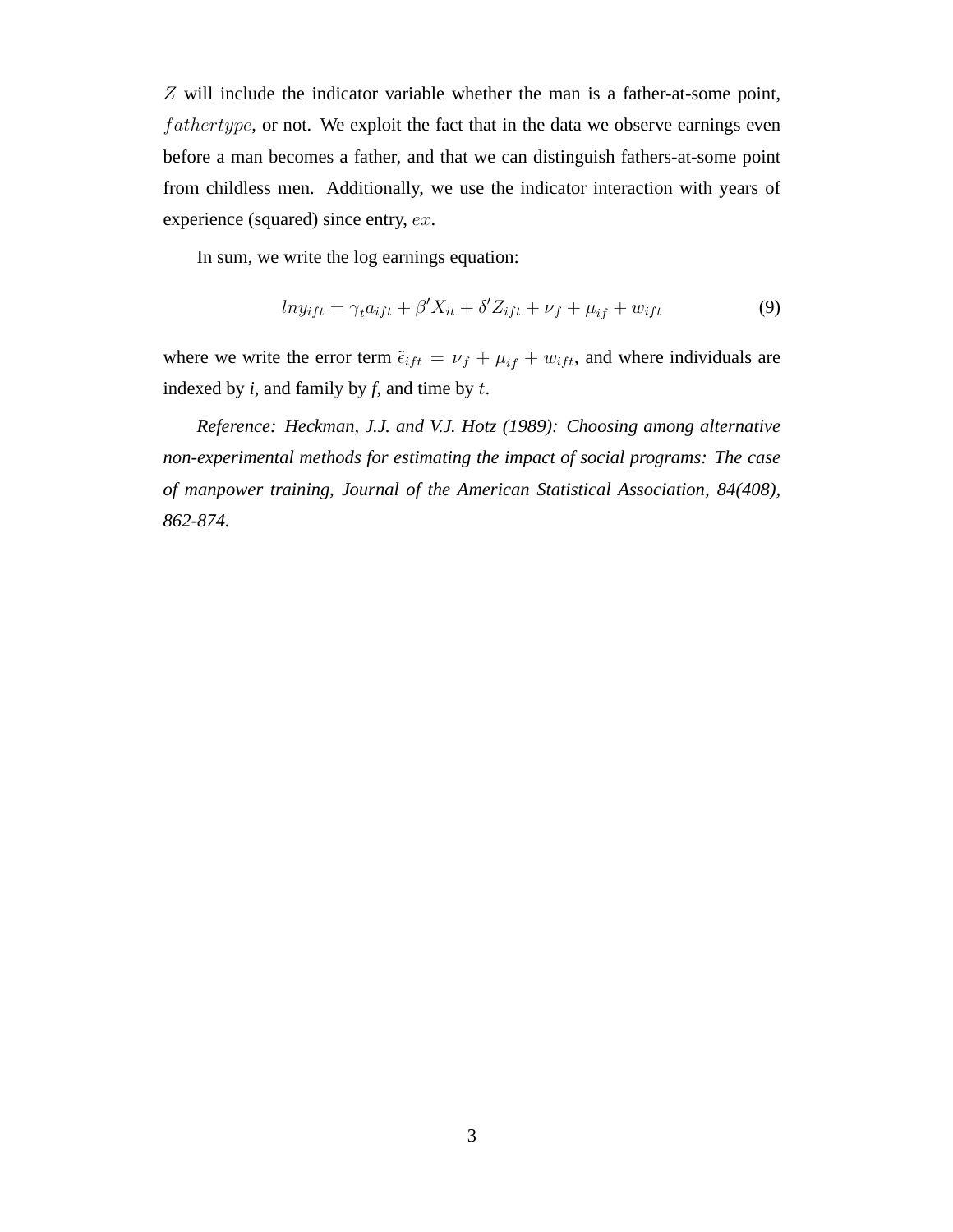$Z$ will include the indicator variable whether the man is a father-at-some point, $fathertype$, or not. We exploit the fact that in the data we observe earnings even before a man becomes a father, and that we can distinguish fathers-at-some point from childless men. Additionally, we use the indicator interaction with years of experience (squared) since entry, $ex$.

In sum, we write the log earnings equation:

$$lny_{ift} = \gamma_t a_{ift} + \beta' X_{it} + \delta' Z_{ift} + \nu_f + \mu_{if} + w_{ift} \tag{9}$$

where we write the error term $\tilde{\epsilon}_{ift} = \nu_f + \mu_{if} + w_{ift}$, and where individuals are indexed by *i*, and family by *f*, and time by $t$.

*Reference: Heckman, J.J. and V.J. Hotz (1989): Choosing among alternative non-experimental methods for estimating the impact of social programs: The case of manpower training, Journal of the American Statistical Association, 84(408), 862-874.*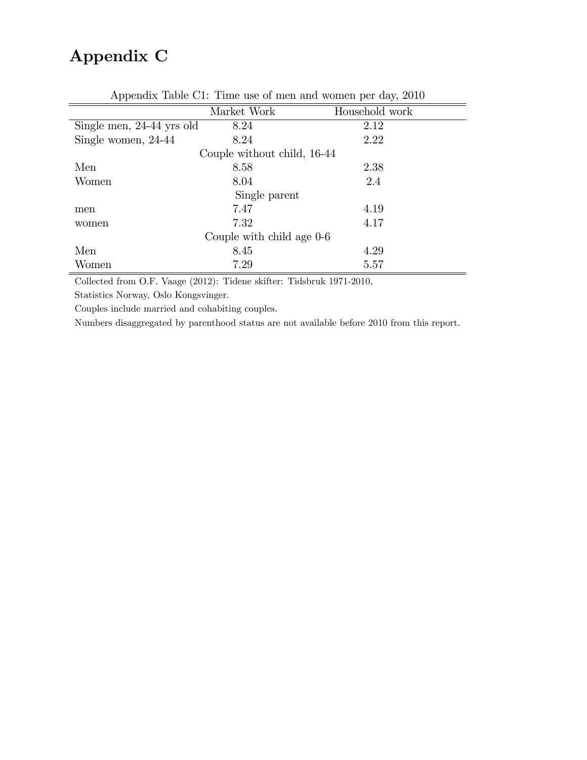# Appendix C

Appendix Table C1: Time use of men and women per day, 2010

| | Market Work | Household work |
|---|---|---|
| Single men, 24-44 yrs old | 8.24 | 2.12 |
| Single women, 24-44 | 8.24 | 2.22 |
| Couple without child, 16-44 | | |
| Men | 8.58 | 2.38 |
| Women | 8.04 | 2.4 |
| Single parent | | |
| men | 7.47 | 4.19 |
| women | 7.32 | 4.17 |
| Couple with child age 0-6 | | |
| Men | 8.45 | 4.29 |
| Women | 7.29 | 5.57 |

Collected from O.F. Vaage (2012): Tidene skifter: Tidsbruk 1971-2010,

Statistics Norway, Oslo Kongsvinger.

Couples include married and cohabiting couples.

Numbers disaggregated by parenthood status are not available before 2010 from this report.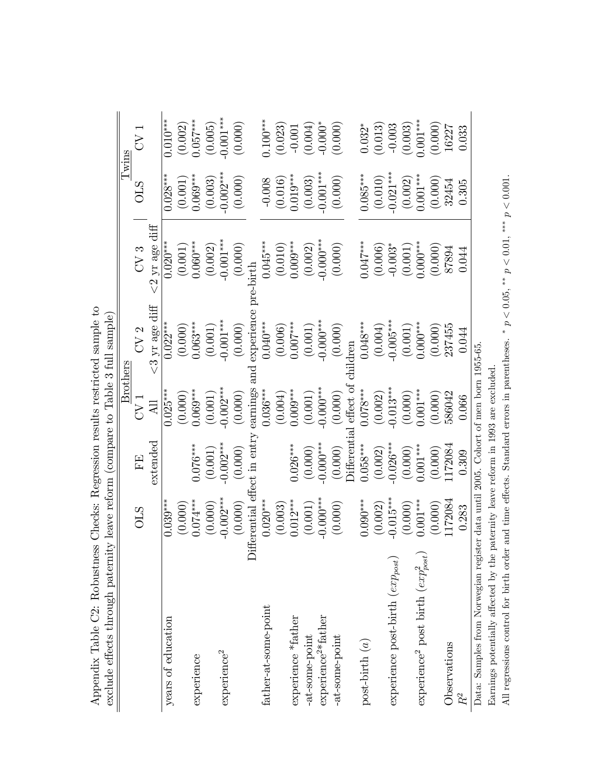Appendix Table C2: Robustness Checks: Regression results restricted sample to exclude effects through paternity leave reform (compare to Table 3 full sample)

| | OLS | FE | Brothers | | | Twins | |
|---|---|---|---|---|---|---|---|
| | | extended | CV 1 | CV 2 | CV 3 | OLS | CV 1 |
| | | | All | <3 yr age diff | <2 yr age diff | | |
| years of education | 0.039*** | | 0.025*** | 0.022*** | 0.020*** | 0.028*** | 0.010*** |
| | (0.000) | | (0.000) | (0.000) | (0.001) | (0.001) | (0.002) |
| experience | 0.074*** | 0.076*** | 0.069*** | 0.063*** | 0.060*** | 0.069*** | 0.057*** |
| | (0.000) | (0.001) | (0.001) | (0.001) | (0.002) | (0.003) | (0.005) |
| experience$^2$ | -0.002*** | -0.002*** | -0.002*** | -0.001*** | -0.001*** | -0.002*** | -0.001*** |
| | (0.000) | (0.000) | (0.000) | (0.000) | (0.000) | (0.000) | (0.000) |
| Differential effect in entry earnings and experience pre-birth | | | | | | | |
| father-at-some-point | 0.020*** | | 0.036*** | 0.040*** | 0.045*** | -0.008 | 0.100*** |
| | (0.003) | | (0.004) | (0.006) | (0.010) | (0.016) | (0.023) |
| experience *father -at-some-point | 0.012*** | 0.026*** | 0.009*** | 0.007*** | 0.009*** | 0.019*** | -0.001 |
| | (0.001) | (0.000) | (0.001) | (0.001) | (0.002) | (0.003) | (0.004) |
| experience$^2$*father -at-some-point | -0.000*** | -0.000*** | -0.000*** | -0.000*** | -0.000*** | -0.001*** | -0.000* |
| | (0.000) | (0.000) | (0.000) | (0.000) | (0.000) | (0.000) | (0.000) |
| Differential effect of children | | | | | | | |
| post-birth ($a$) | 0.090*** | 0.058*** | 0.078*** | 0.048*** | 0.047*** | 0.085*** | 0.032* |
| | (0.002) | (0.002) | (0.002) | (0.004) | (0.006) | (0.010) | (0.013) |
| experience post-birth ($exp_{post}$) | -0.015*** | -0.026*** | -0.013*** | -0.005*** | -0.003* | -0.021*** | -0.003 |
| | (0.000) | (0.000) | (0.000) | (0.001) | (0.001) | (0.002) | (0.003) |
| experience$^2$ post birth ($exp^2_{post}$) | 0.001*** | 0.001*** | 0.001*** | 0.000*** | 0.000*** | 0.001*** | 0.001*** |
| | (0.000) | (0.000) | (0.000) | (0.000) | (0.000) | (0.000) | (0.000) |
| Observations | 1172084 | 1172084 | 586042 | 237455 | 87894 | 32454 | 16227 |
| $R^2$ | 0.283 | 0.309 | 0.066 | 0.044 | 0.044 | 0.305 | 0.033 |

Data: Samples from Norwegian register data until 2005. Cohort of men born 1955-65.
Earnings potentially affected by the paternity leave reform in 1993 are excluded.
All regressions control for birth order and time effects. Standard errors in parentheses. * $p < 0.05$, ** $p < 0.01$, *** $p < 0.001$.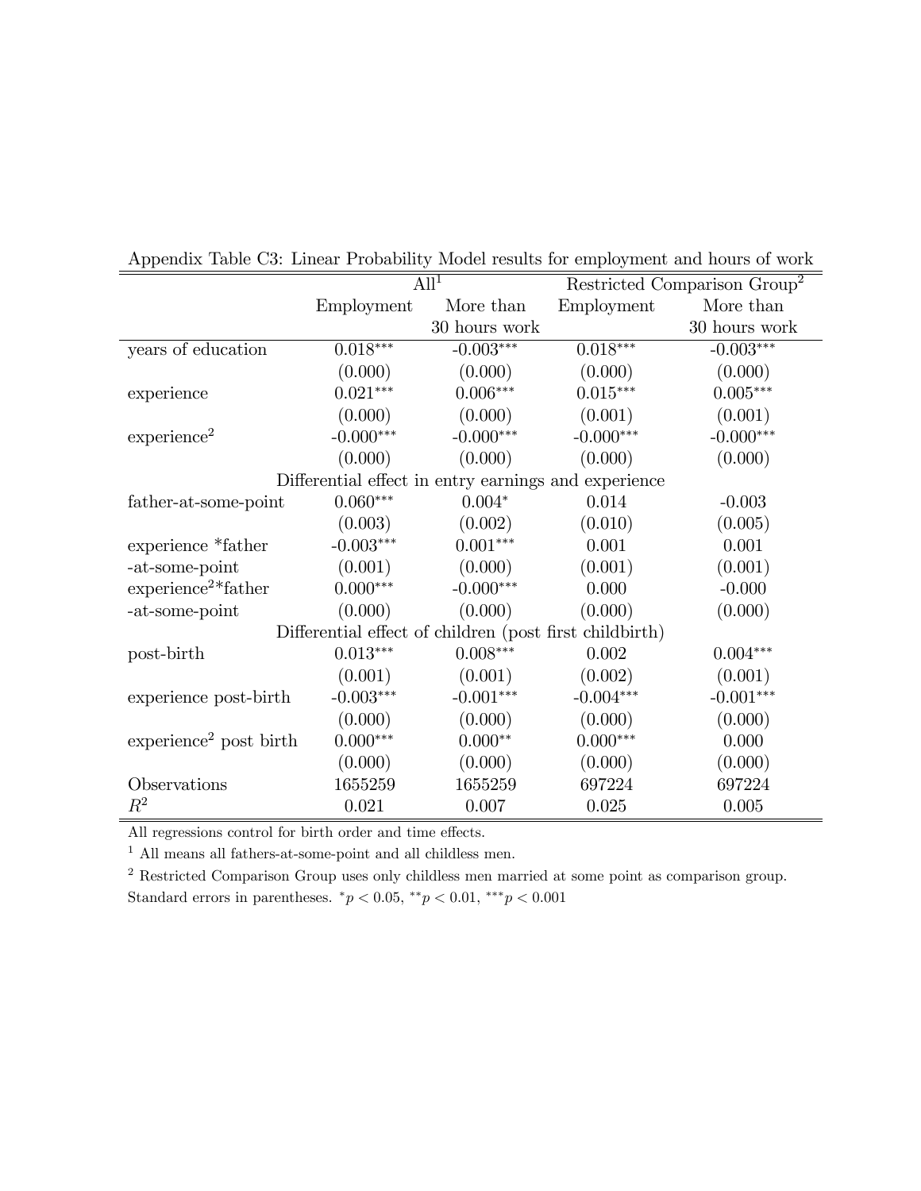Appendix Table C3: Linear Probability Model results for employment and hours of work

| | All[1] | | Restricted Comparison Group[2] | |
|---|---|---|---|---|
| | Employment | More than 30 hours work | Employment | More than 30 hours work |
| years of education | 0.018*** | -0.003*** | 0.018*** | -0.003*** |
| | (0.000) | (0.000) | (0.000) | (0.000) |
| experience | 0.021*** | 0.006*** | 0.015*** | 0.005*** |
| | (0.000) | (0.000) | (0.001) | (0.001) |
| experience$^2$ | -0.000*** | -0.000*** | -0.000*** | -0.000*** |
| | (0.000) | (0.000) | (0.000) | (0.000) |
| Differential effect in entry earnings and experience | | | | |
| father-at-some-point | 0.060*** | 0.004* | 0.014 | -0.003 |
| | (0.003) | (0.002) | (0.010) | (0.005) |
| experience *father -at-some-point | -0.003*** | 0.001*** | 0.001 | 0.001 |
| | (0.001) | (0.000) | (0.001) | (0.001) |
| experience$^2$*father -at-some-point | 0.000*** | -0.000*** | 0.000 | -0.000 |
| | (0.000) | (0.000) | (0.000) | (0.000) |
| Differential effect of children (post first childbirth) | | | | |
| post-birth | 0.013*** | 0.008*** | 0.002 | 0.004*** |
| | (0.001) | (0.001) | (0.002) | (0.001) |
| experience post-birth | -0.003*** | -0.001*** | -0.004*** | -0.001*** |
| | (0.000) | (0.000) | (0.000) | (0.000) |
| experience$^2$ post birth | 0.000*** | 0.000** | 0.000*** | 0.000 |
| | (0.000) | (0.000) | (0.000) | (0.000) |
| Observations | 1655259 | 1655259 | 697224 | 697224 |
| $R^2$ | 0.021 | 0.007 | 0.025 | 0.005 |

All regressions control for birth order and time effects.

[1] All means all fathers-at-some-point and all childless men.

[2] Restricted Comparison Group uses only childless men married at some point as comparison group.

Standard errors in parentheses. * $p < 0.05$, ** $p < 0.01$, *** $p < 0.001$